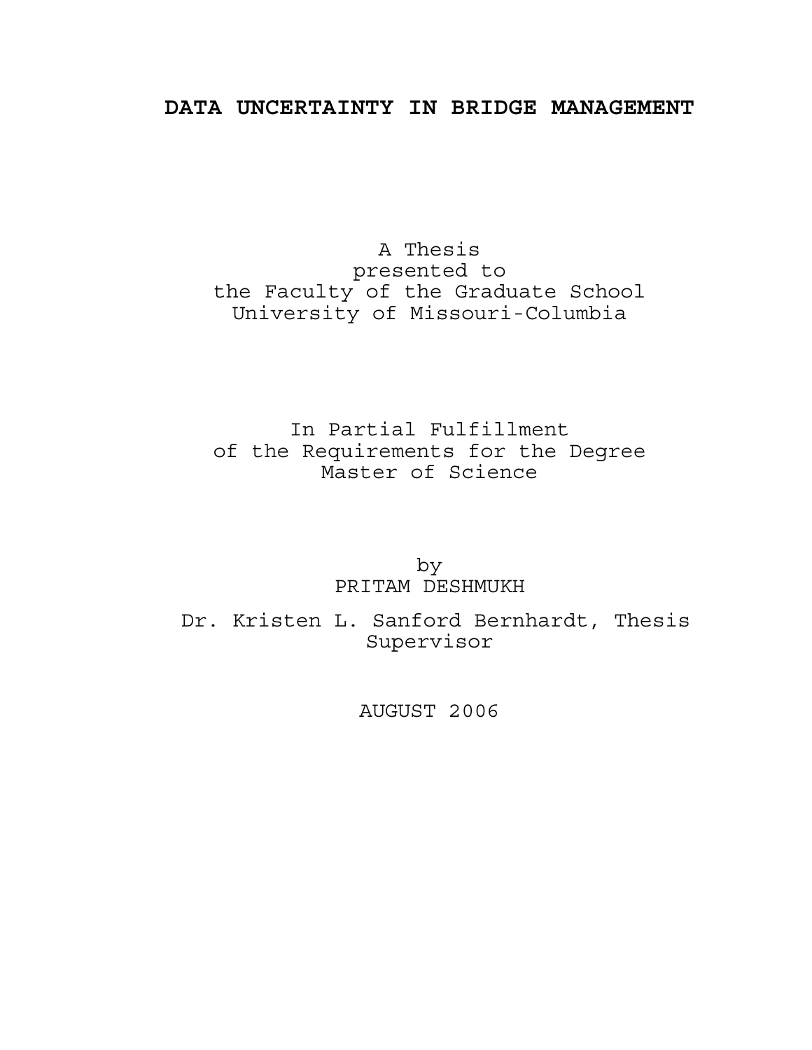# DATA UNCERTAINTY IN BRIDGE MANAGEMENT

A Thesis
presented to
the Faculty of the Graduate School
University of Missouri-Columbia

In Partial Fulfillment
of the Requirements for the Degree
Master of Science

by
PRITAM DESHMUKH

Dr. Kristen L. Sanford Bernhardt, Thesis Supervisor

AUGUST 2006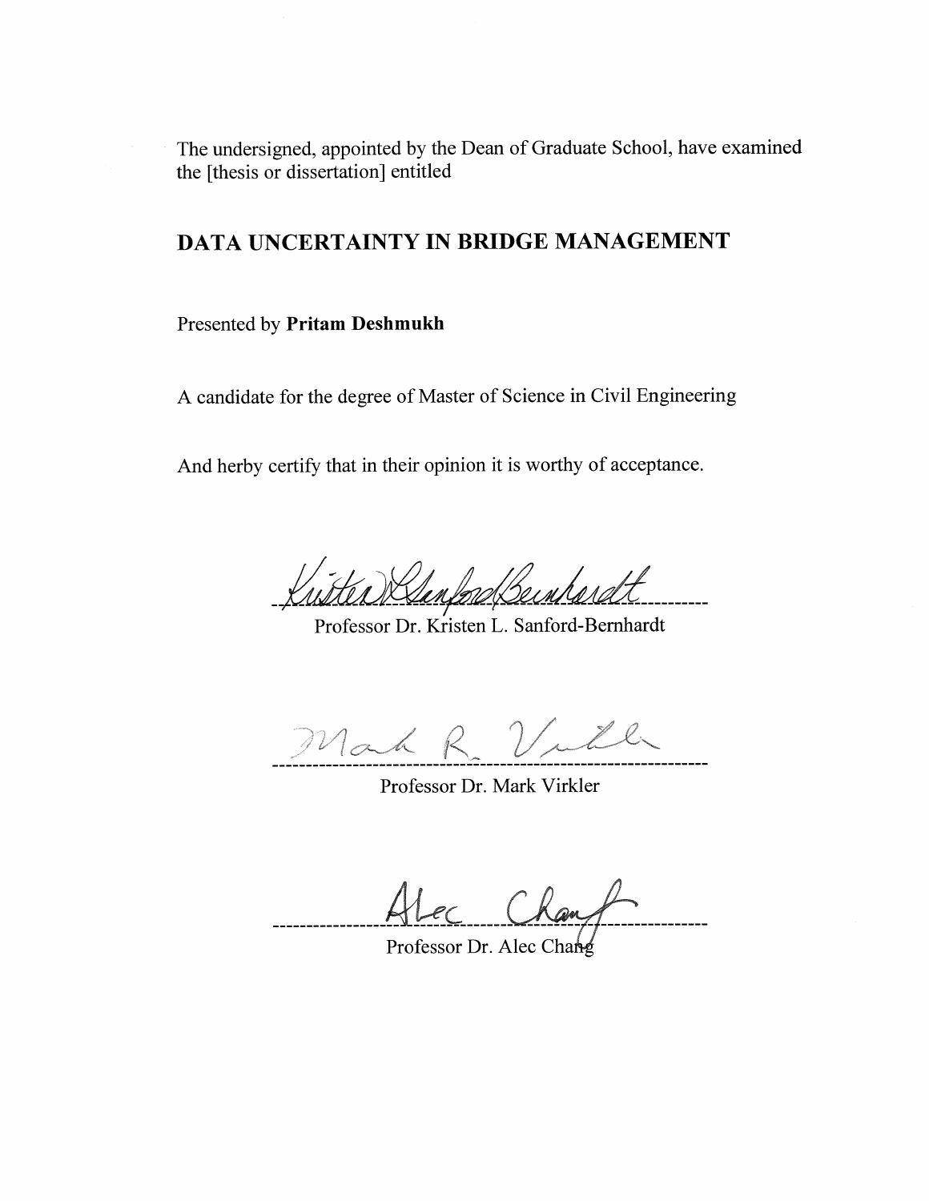The undersigned, appointed by the Dean of Graduate School, have examined the [thesis or dissertation] entitled

**DATA UNCERTAINTY IN BRIDGE MANAGEMENT**

Presented by **Pritam Deshmukh**

A candidate for the degree of Master of Science in Civil Engineering

And herby certify that in their opinion it is worthy of acceptance.

---

Professor Dr. Kristen L. Sanford-Bernhardt

---

Professor Dr. Mark Virkler

---

Professor Dr. Alec Chang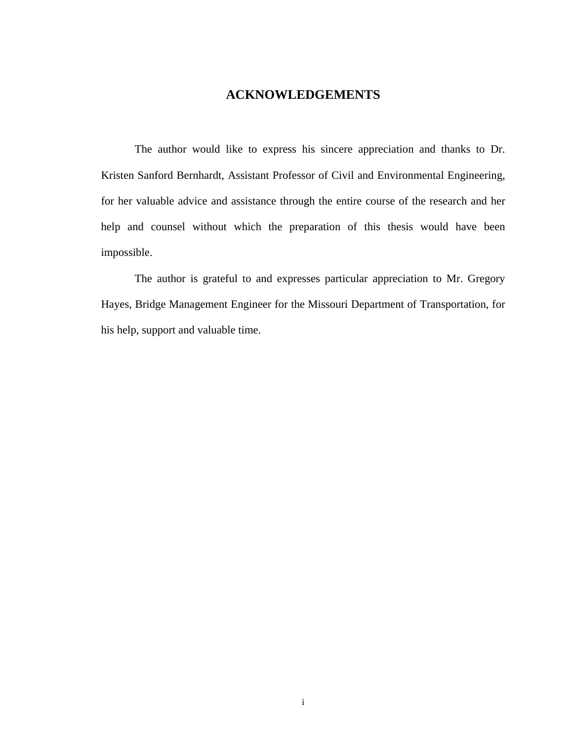# ACKNOWLEDGEMENTS

The author would like to express his sincere appreciation and thanks to Dr. Kristen Sanford Bernhardt, Assistant Professor of Civil and Environmental Engineering, for her valuable advice and assistance through the entire course of the research and her help and counsel without which the preparation of this thesis would have been impossible.

The author is grateful to and expresses particular appreciation to Mr. Gregory Hayes, Bridge Management Engineer for the Missouri Department of Transportation, for his help, support and valuable time.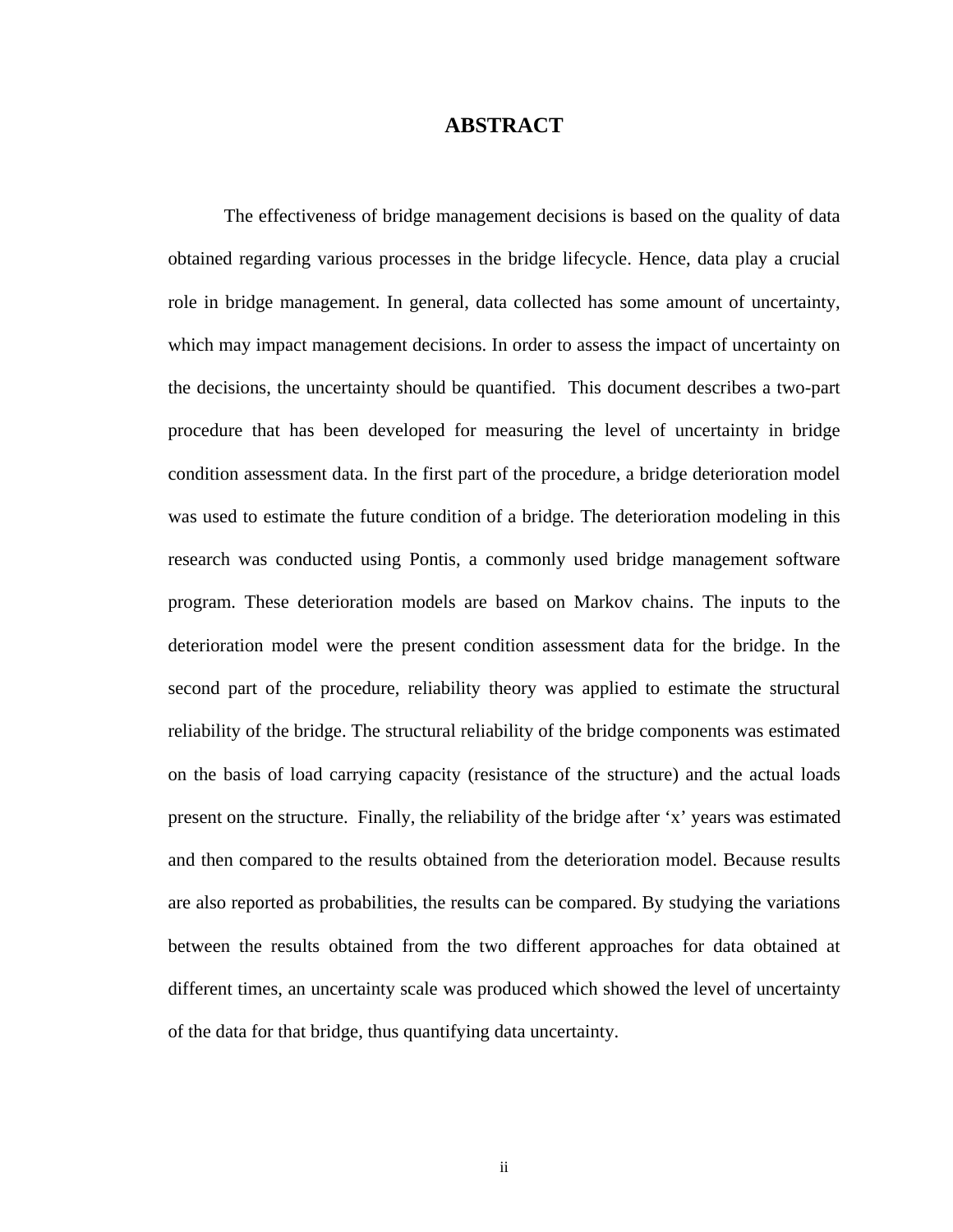# ABSTRACT

The effectiveness of bridge management decisions is based on the quality of data obtained regarding various processes in the bridge lifecycle. Hence, data play a crucial role in bridge management. In general, data collected has some amount of uncertainty, which may impact management decisions. In order to assess the impact of uncertainty on the decisions, the uncertainty should be quantified. This document describes a two-part procedure that has been developed for measuring the level of uncertainty in bridge condition assessment data. In the first part of the procedure, a bridge deterioration model was used to estimate the future condition of a bridge. The deterioration modeling in this research was conducted using Pontis, a commonly used bridge management software program. These deterioration models are based on Markov chains. The inputs to the deterioration model were the present condition assessment data for the bridge. In the second part of the procedure, reliability theory was applied to estimate the structural reliability of the bridge. The structural reliability of the bridge components was estimated on the basis of load carrying capacity (resistance of the structure) and the actual loads present on the structure. Finally, the reliability of the bridge after 'x' years was estimated and then compared to the results obtained from the deterioration model. Because results are also reported as probabilities, the results can be compared. By studying the variations between the results obtained from the two different approaches for data obtained at different times, an uncertainty scale was produced which showed the level of uncertainty of the data for that bridge, thus quantifying data uncertainty.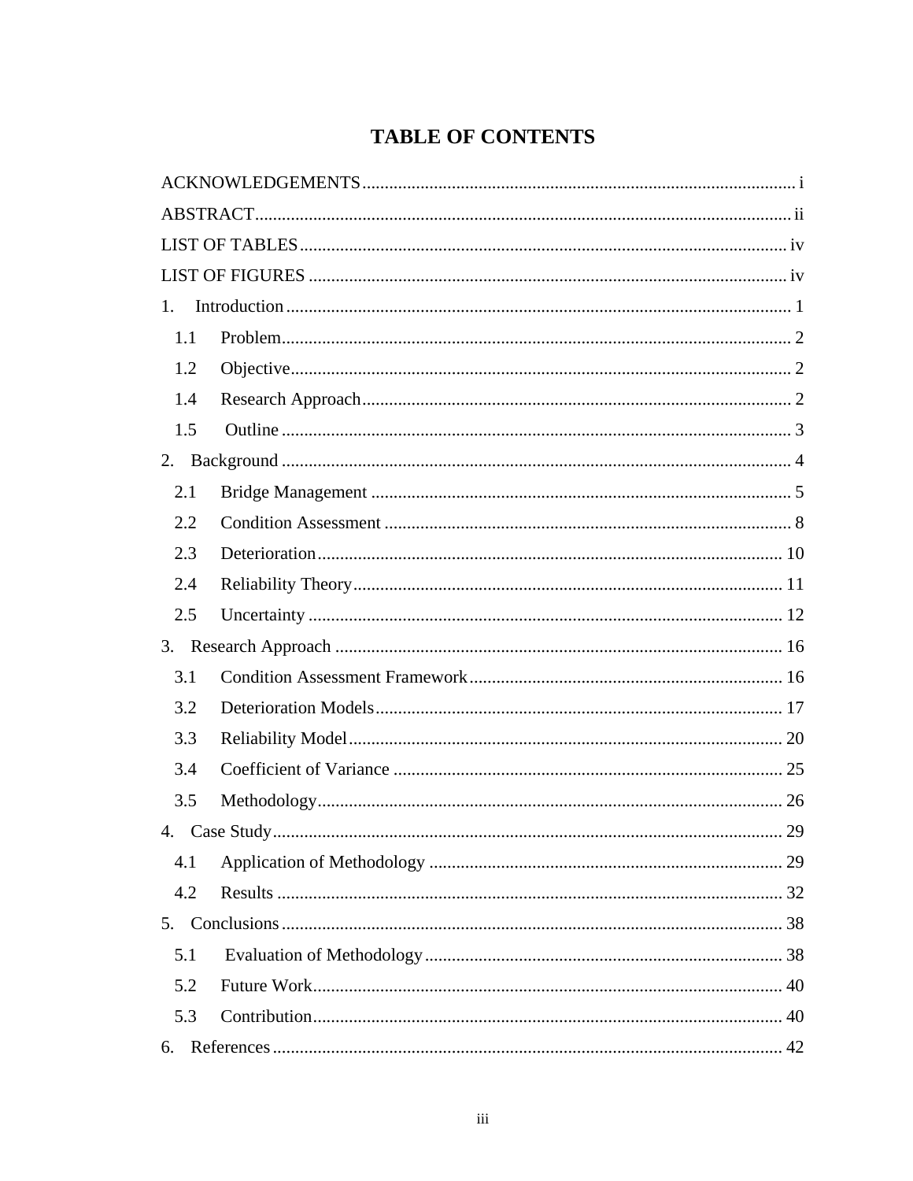# TABLE OF CONTENTS

ACKNOWLEDGEMENTS ..... i

ABSTRACT ..... ii

LIST OF TABLES ..... iv

LIST OF FIGURES ..... iv

1. Introduction ..... 1
   - 1.1 Problem ..... 2
   - 1.2 Objective ..... 2
   - 1.4 Research Approach ..... 2
   - 1.5 Outline ..... 3
2. Background ..... 4
   - 2.1 Bridge Management ..... 5
   - 2.2 Condition Assessment ..... 8
   - 2.3 Deterioration ..... 10
   - 2.4 Reliability Theory ..... 11
   - 2.5 Uncertainty ..... 12
3. Research Approach ..... 16
   - 3.1 Condition Assessment Framework ..... 16
   - 3.2 Deterioration Models ..... 17
   - 3.3 Reliability Model ..... 20
   - 3.4 Coefficient of Variance ..... 25
   - 3.5 Methodology ..... 26
4. Case Study ..... 29
   - 4.1 Application of Methodology ..... 29
   - 4.2 Results ..... 32
5. Conclusions ..... 38
   - 5.1 Evaluation of Methodology ..... 38
   - 5.2 Future Work ..... 40
   - 5.3 Contribution ..... 40
6. References ..... 42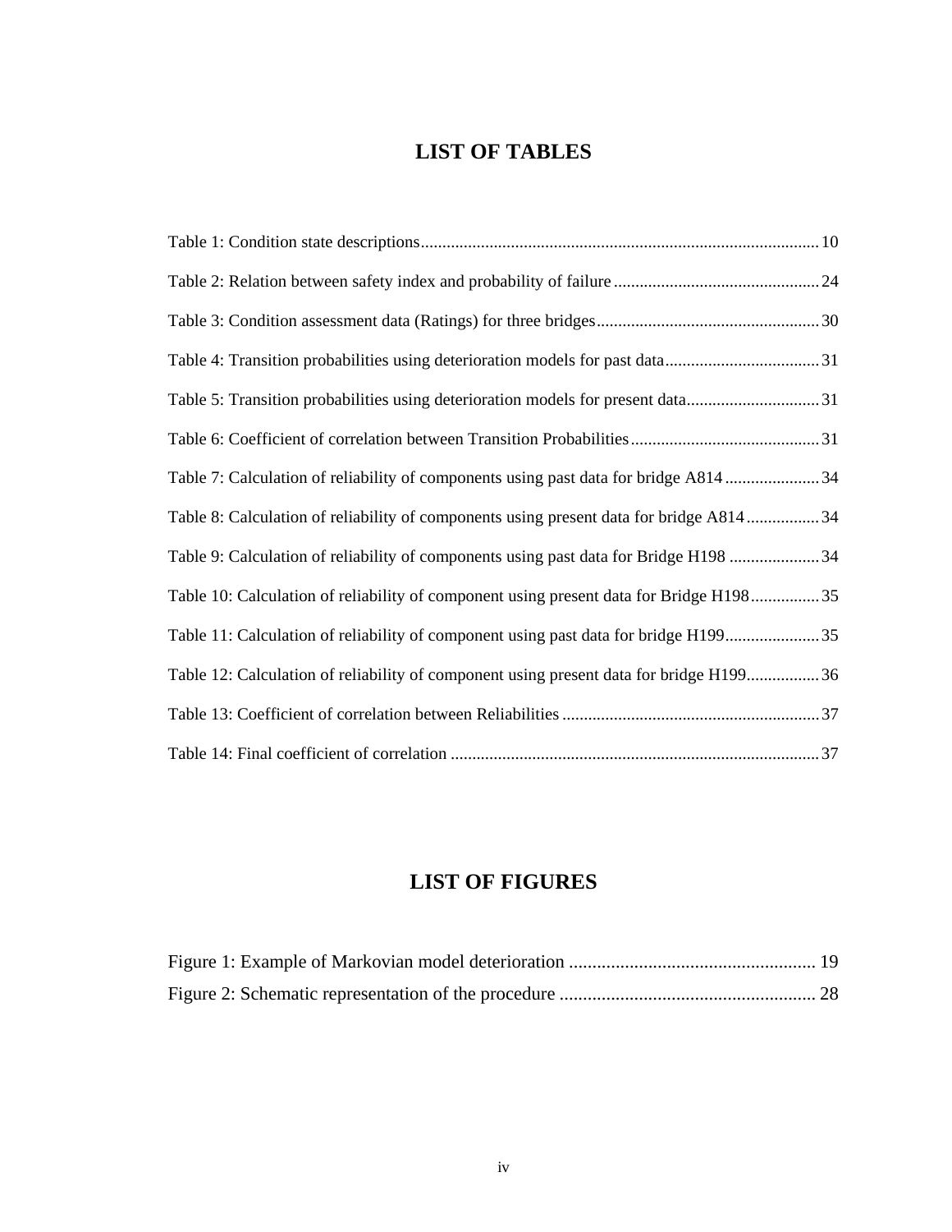# LIST OF TABLES

Table 1: Condition state descriptions ........................................................................................ 10

Table 2: Relation between safety index and probability of failure ................................................ 24

Table 3: Condition assessment data (Ratings) for three bridges .................................................... 30

Table 4: Transition probabilities using deterioration models for past data .................................... 31

Table 5: Transition probabilities using deterioration models for present data ............................... 31

Table 6: Coefficient of correlation between Transition Probabilities ............................................ 31

Table 7: Calculation of reliability of components using past data for bridge A814 ...................... 34

Table 8: Calculation of reliability of components using present data for bridge A814 ................. 34

Table 9: Calculation of reliability of components using past data for Bridge H198 ..................... 34

Table 10: Calculation of reliability of component using present data for Bridge H198 ................ 35

Table 11: Calculation of reliability of component using past data for bridge H199 ...................... 35

Table 12: Calculation of reliability of component using present data for bridge H199 ................. 36

Table 13: Coefficient of correlation between Reliabilities ............................................................ 37

Table 14: Final coefficient of correlation ...................................................................................... 37

# LIST OF FIGURES

Figure 1: Example of Markovian model deterioration ...................................................... 19

Figure 2: Schematic representation of the procedure ....................................................... 28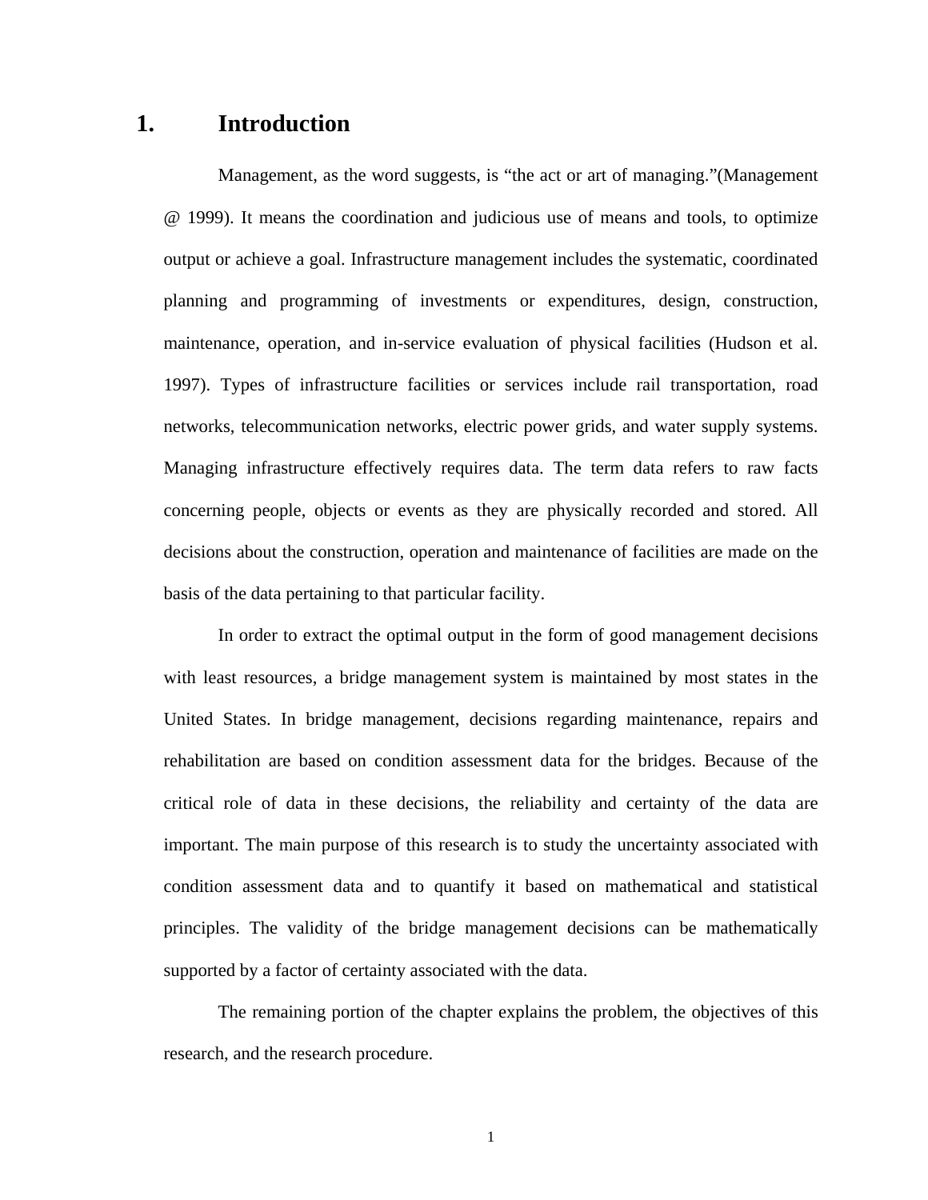# 1. Introduction

Management, as the word suggests, is “the act or art of managing.”(Management @ 1999). It means the coordination and judicious use of means and tools, to optimize output or achieve a goal. Infrastructure management includes the systematic, coordinated planning and programming of investments or expenditures, design, construction, maintenance, operation, and in-service evaluation of physical facilities (Hudson et al. 1997). Types of infrastructure facilities or services include rail transportation, road networks, telecommunication networks, electric power grids, and water supply systems. Managing infrastructure effectively requires data. The term data refers to raw facts concerning people, objects or events as they are physically recorded and stored. All decisions about the construction, operation and maintenance of facilities are made on the basis of the data pertaining to that particular facility.

In order to extract the optimal output in the form of good management decisions with least resources, a bridge management system is maintained by most states in the United States. In bridge management, decisions regarding maintenance, repairs and rehabilitation are based on condition assessment data for the bridges. Because of the critical role of data in these decisions, the reliability and certainty of the data are important. The main purpose of this research is to study the uncertainty associated with condition assessment data and to quantify it based on mathematical and statistical principles. The validity of the bridge management decisions can be mathematically supported by a factor of certainty associated with the data.

The remaining portion of the chapter explains the problem, the objectives of this research, and the research procedure.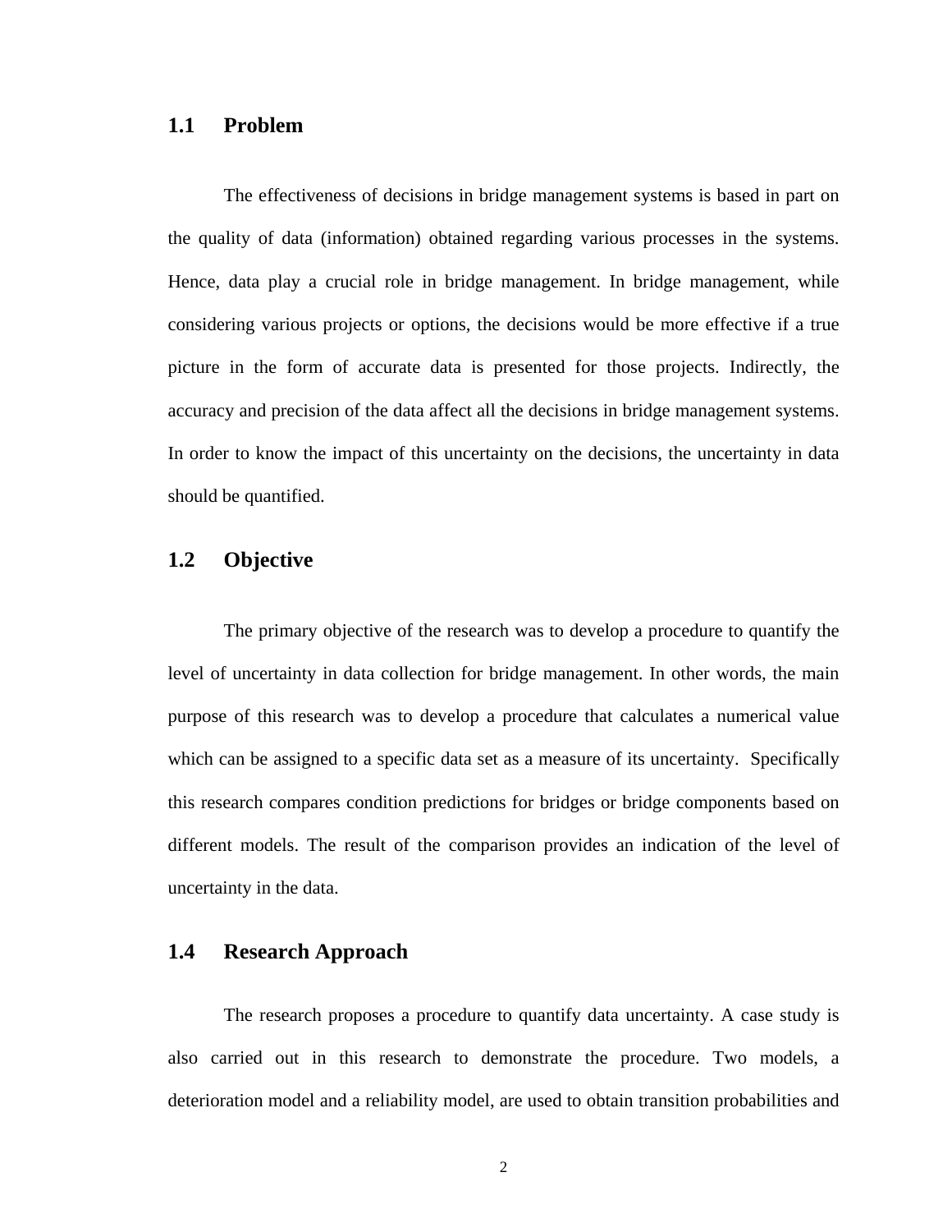## 1.1 Problem

The effectiveness of decisions in bridge management systems is based in part on the quality of data (information) obtained regarding various processes in the systems. Hence, data play a crucial role in bridge management. In bridge management, while considering various projects or options, the decisions would be more effective if a true picture in the form of accurate data is presented for those projects. Indirectly, the accuracy and precision of the data affect all the decisions in bridge management systems. In order to know the impact of this uncertainty on the decisions, the uncertainty in data should be quantified.

## 1.2 Objective

The primary objective of the research was to develop a procedure to quantify the level of uncertainty in data collection for bridge management. In other words, the main purpose of this research was to develop a procedure that calculates a numerical value which can be assigned to a specific data set as a measure of its uncertainty. Specifically this research compares condition predictions for bridges or bridge components based on different models. The result of the comparison provides an indication of the level of uncertainty in the data.

## 1.4 Research Approach

The research proposes a procedure to quantify data uncertainty. A case study is also carried out in this research to demonstrate the procedure. Two models, a deterioration model and a reliability model, are used to obtain transition probabilities and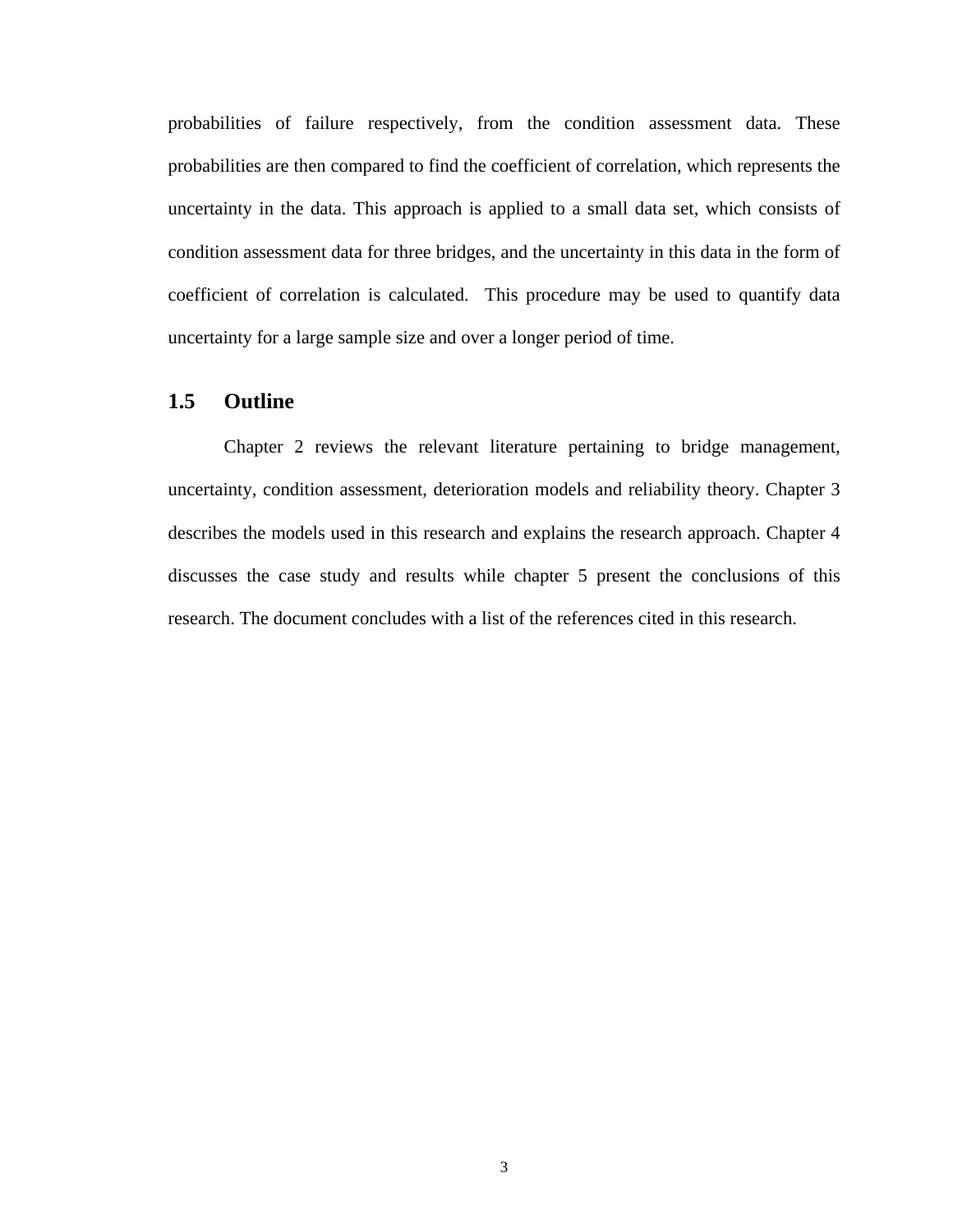probabilities of failure respectively, from the condition assessment data. These probabilities are then compared to find the coefficient of correlation, which represents the uncertainty in the data. This approach is applied to a small data set, which consists of condition assessment data for three bridges, and the uncertainty in this data in the form of coefficient of correlation is calculated. This procedure may be used to quantify data uncertainty for a large sample size and over a longer period of time.

## 1.5 Outline

Chapter 2 reviews the relevant literature pertaining to bridge management, uncertainty, condition assessment, deterioration models and reliability theory. Chapter 3 describes the models used in this research and explains the research approach. Chapter 4 discusses the case study and results while chapter 5 present the conclusions of this research. The document concludes with a list of the references cited in this research.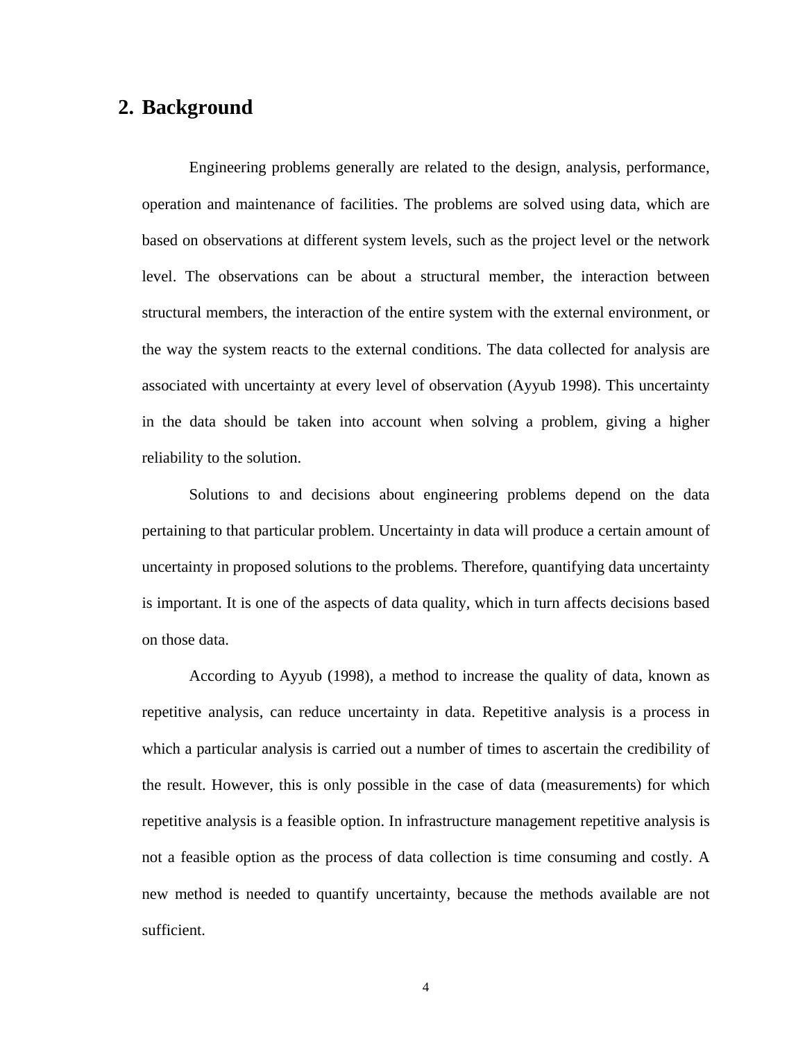## 2. Background

Engineering problems generally are related to the design, analysis, performance, operation and maintenance of facilities. The problems are solved using data, which are based on observations at different system levels, such as the project level or the network level. The observations can be about a structural member, the interaction between structural members, the interaction of the entire system with the external environment, or the way the system reacts to the external conditions. The data collected for analysis are associated with uncertainty at every level of observation (Ayyub 1998). This uncertainty in the data should be taken into account when solving a problem, giving a higher reliability to the solution.

Solutions to and decisions about engineering problems depend on the data pertaining to that particular problem. Uncertainty in data will produce a certain amount of uncertainty in proposed solutions to the problems. Therefore, quantifying data uncertainty is important. It is one of the aspects of data quality, which in turn affects decisions based on those data.

According to Ayyub (1998), a method to increase the quality of data, known as repetitive analysis, can reduce uncertainty in data. Repetitive analysis is a process in which a particular analysis is carried out a number of times to ascertain the credibility of the result. However, this is only possible in the case of data (measurements) for which repetitive analysis is a feasible option. In infrastructure management repetitive analysis is not a feasible option as the process of data collection is time consuming and costly. A new method is needed to quantify uncertainty, because the methods available are not sufficient.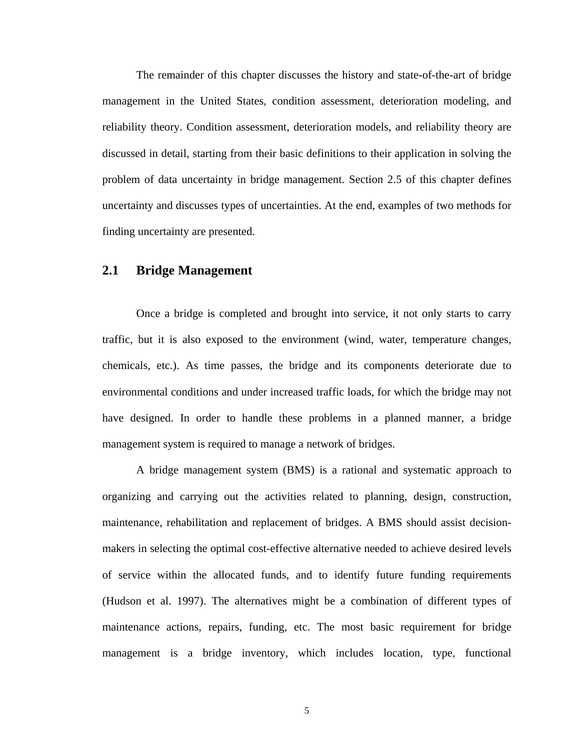The remainder of this chapter discusses the history and state-of-the-art of bridge management in the United States, condition assessment, deterioration modeling, and reliability theory. Condition assessment, deterioration models, and reliability theory are discussed in detail, starting from their basic definitions to their application in solving the problem of data uncertainty in bridge management. Section 2.5 of this chapter defines uncertainty and discusses types of uncertainties. At the end, examples of two methods for finding uncertainty are presented.

## 2.1 Bridge Management

Once a bridge is completed and brought into service, it not only starts to carry traffic, but it is also exposed to the environment (wind, water, temperature changes, chemicals, etc.). As time passes, the bridge and its components deteriorate due to environmental conditions and under increased traffic loads, for which the bridge may not have designed. In order to handle these problems in a planned manner, a bridge management system is required to manage a network of bridges.

A bridge management system (BMS) is a rational and systematic approach to organizing and carrying out the activities related to planning, design, construction, maintenance, rehabilitation and replacement of bridges. A BMS should assist decision-makers in selecting the optimal cost-effective alternative needed to achieve desired levels of service within the allocated funds, and to identify future funding requirements (Hudson et al. 1997). The alternatives might be a combination of different types of maintenance actions, repairs, funding, etc. The most basic requirement for bridge management is a bridge inventory, which includes location, type, functional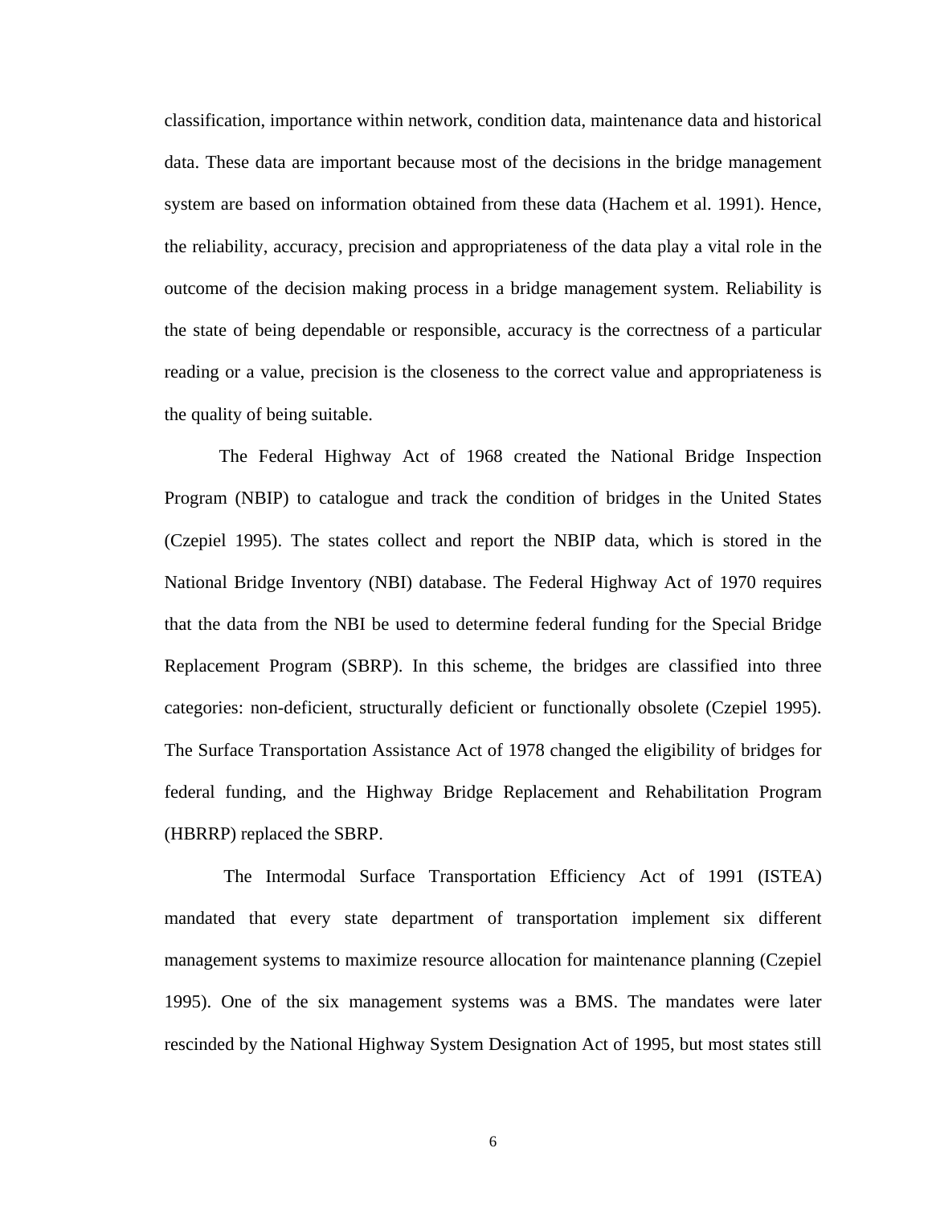classification, importance within network, condition data, maintenance data and historical data. These data are important because most of the decisions in the bridge management system are based on information obtained from these data (Hachem et al. 1991). Hence, the reliability, accuracy, precision and appropriateness of the data play a vital role in the outcome of the decision making process in a bridge management system. Reliability is the state of being dependable or responsible, accuracy is the correctness of a particular reading or a value, precision is the closeness to the correct value and appropriateness is the quality of being suitable.

The Federal Highway Act of 1968 created the National Bridge Inspection Program (NBIP) to catalogue and track the condition of bridges in the United States (Czepiel 1995). The states collect and report the NBIP data, which is stored in the National Bridge Inventory (NBI) database. The Federal Highway Act of 1970 requires that the data from the NBI be used to determine federal funding for the Special Bridge Replacement Program (SBRP). In this scheme, the bridges are classified into three categories: non-deficient, structurally deficient or functionally obsolete (Czepiel 1995). The Surface Transportation Assistance Act of 1978 changed the eligibility of bridges for federal funding, and the Highway Bridge Replacement and Rehabilitation Program (HBRRP) replaced the SBRP.

The Intermodal Surface Transportation Efficiency Act of 1991 (ISTEA) mandated that every state department of transportation implement six different management systems to maximize resource allocation for maintenance planning (Czepiel 1995). One of the six management systems was a BMS. The mandates were later rescinded by the National Highway System Designation Act of 1995, but most states still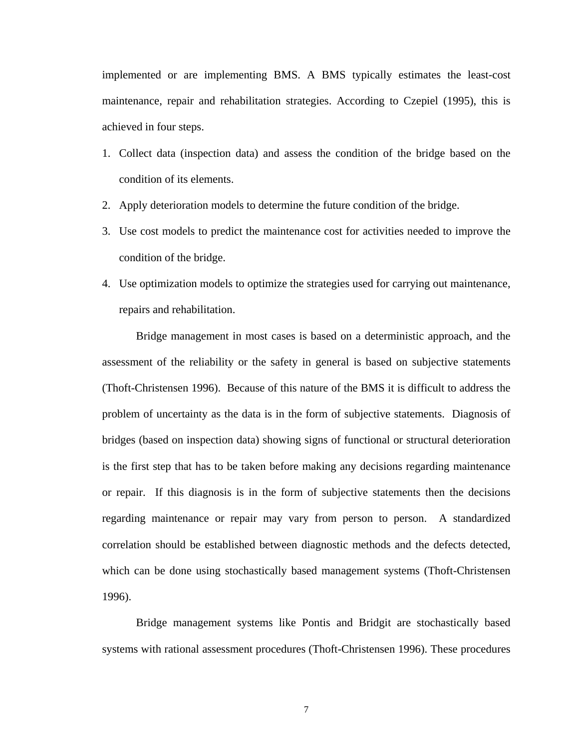implemented or are implementing BMS. A BMS typically estimates the least-cost maintenance, repair and rehabilitation strategies. According to Czepiel (1995), this is achieved in four steps.

1. Collect data (inspection data) and assess the condition of the bridge based on the condition of its elements.
2. Apply deterioration models to determine the future condition of the bridge.
3. Use cost models to predict the maintenance cost for activities needed to improve the condition of the bridge.
4. Use optimization models to optimize the strategies used for carrying out maintenance, repairs and rehabilitation.

Bridge management in most cases is based on a deterministic approach, and the assessment of the reliability or the safety in general is based on subjective statements (Thoft-Christensen 1996). Because of this nature of the BMS it is difficult to address the problem of uncertainty as the data is in the form of subjective statements. Diagnosis of bridges (based on inspection data) showing signs of functional or structural deterioration is the first step that has to be taken before making any decisions regarding maintenance or repair. If this diagnosis is in the form of subjective statements then the decisions regarding maintenance or repair may vary from person to person. A standardized correlation should be established between diagnostic methods and the defects detected, which can be done using stochastically based management systems (Thoft-Christensen 1996).

Bridge management systems like Pontis and Bridgit are stochastically based systems with rational assessment procedures (Thoft-Christensen 1996). These procedures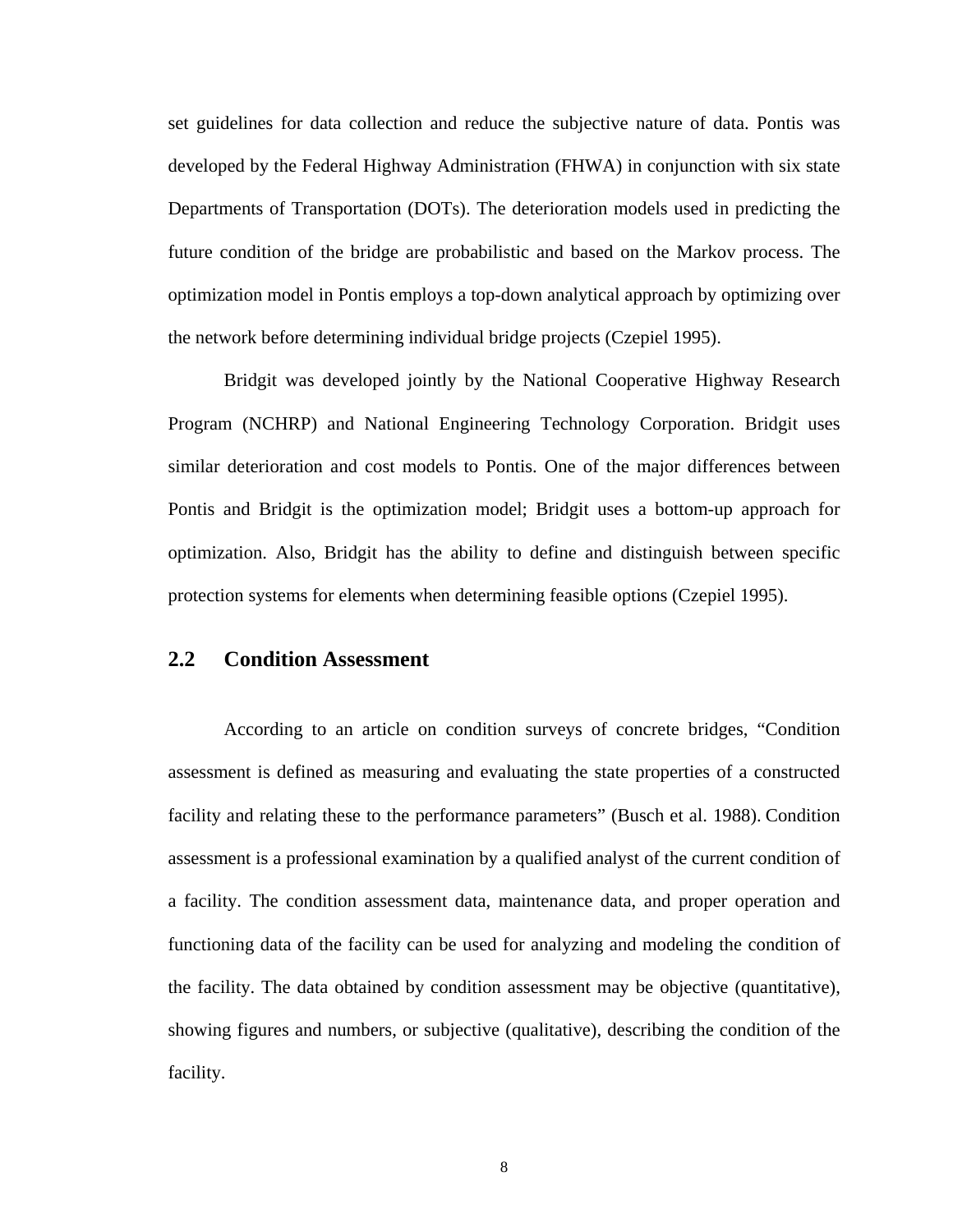set guidelines for data collection and reduce the subjective nature of data. Pontis was developed by the Federal Highway Administration (FHWA) in conjunction with six state Departments of Transportation (DOTs). The deterioration models used in predicting the future condition of the bridge are probabilistic and based on the Markov process. The optimization model in Pontis employs a top-down analytical approach by optimizing over the network before determining individual bridge projects (Czepiel 1995).

Bridgit was developed jointly by the National Cooperative Highway Research Program (NCHRP) and National Engineering Technology Corporation. Bridgit uses similar deterioration and cost models to Pontis. One of the major differences between Pontis and Bridgit is the optimization model; Bridgit uses a bottom-up approach for optimization. Also, Bridgit has the ability to define and distinguish between specific protection systems for elements when determining feasible options (Czepiel 1995).

## 2.2 Condition Assessment

According to an article on condition surveys of concrete bridges, "Condition assessment is defined as measuring and evaluating the state properties of a constructed facility and relating these to the performance parameters" (Busch et al. 1988). Condition assessment is a professional examination by a qualified analyst of the current condition of a facility. The condition assessment data, maintenance data, and proper operation and functioning data of the facility can be used for analyzing and modeling the condition of the facility. The data obtained by condition assessment may be objective (quantitative), showing figures and numbers, or subjective (qualitative), describing the condition of the facility.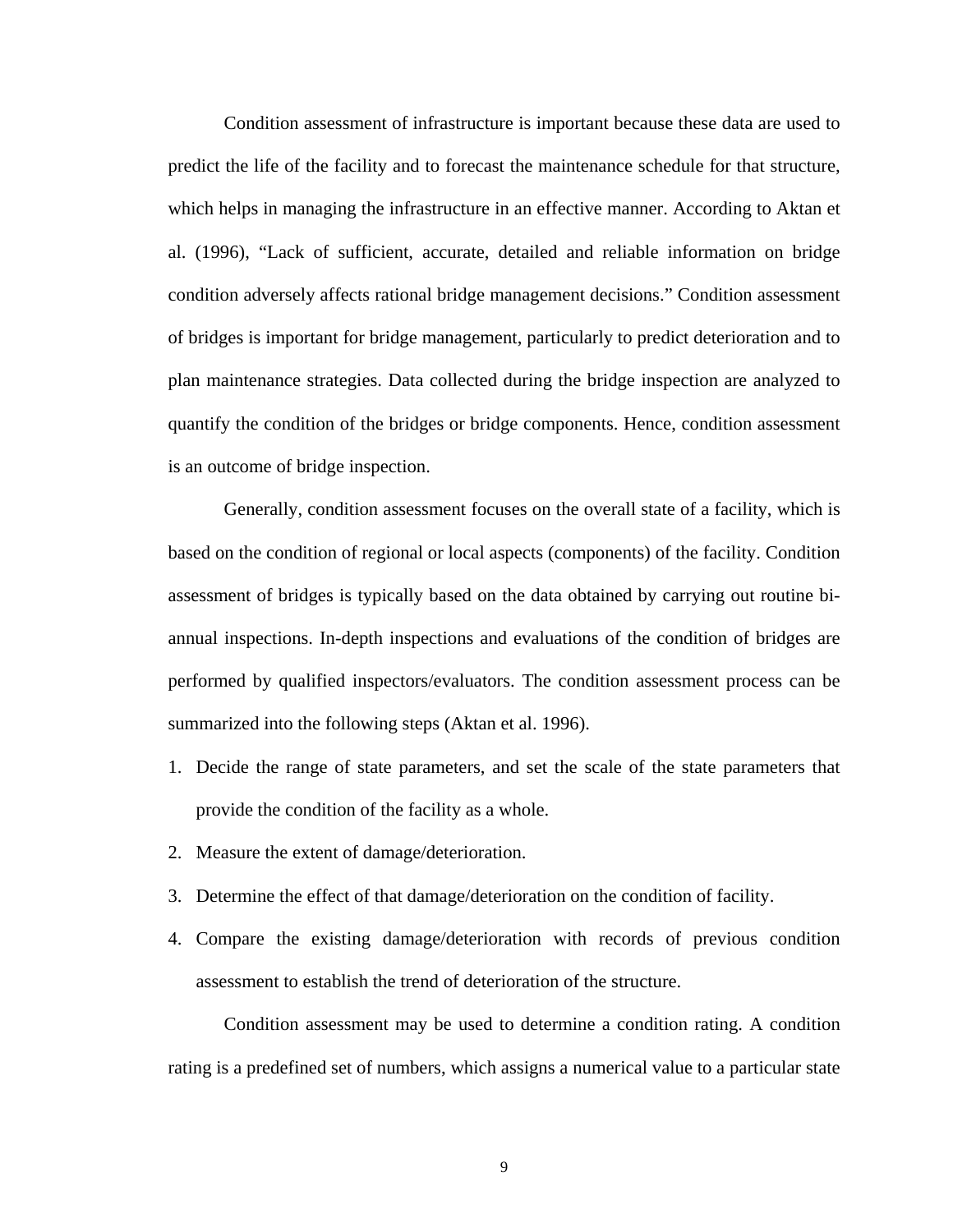Condition assessment of infrastructure is important because these data are used to predict the life of the facility and to forecast the maintenance schedule for that structure, which helps in managing the infrastructure in an effective manner. According to Aktan et al. (1996), "Lack of sufficient, accurate, detailed and reliable information on bridge condition adversely affects rational bridge management decisions." Condition assessment of bridges is important for bridge management, particularly to predict deterioration and to plan maintenance strategies. Data collected during the bridge inspection are analyzed to quantify the condition of the bridges or bridge components. Hence, condition assessment is an outcome of bridge inspection.

Generally, condition assessment focuses on the overall state of a facility, which is based on the condition of regional or local aspects (components) of the facility. Condition assessment of bridges is typically based on the data obtained by carrying out routine bi-annual inspections. In-depth inspections and evaluations of the condition of bridges are performed by qualified inspectors/evaluators. The condition assessment process can be summarized into the following steps (Aktan et al. 1996).

1. Decide the range of state parameters, and set the scale of the state parameters that provide the condition of the facility as a whole.
2. Measure the extent of damage/deterioration.
3. Determine the effect of that damage/deterioration on the condition of facility.
4. Compare the existing damage/deterioration with records of previous condition assessment to establish the trend of deterioration of the structure.

Condition assessment may be used to determine a condition rating. A condition rating is a predefined set of numbers, which assigns a numerical value to a particular state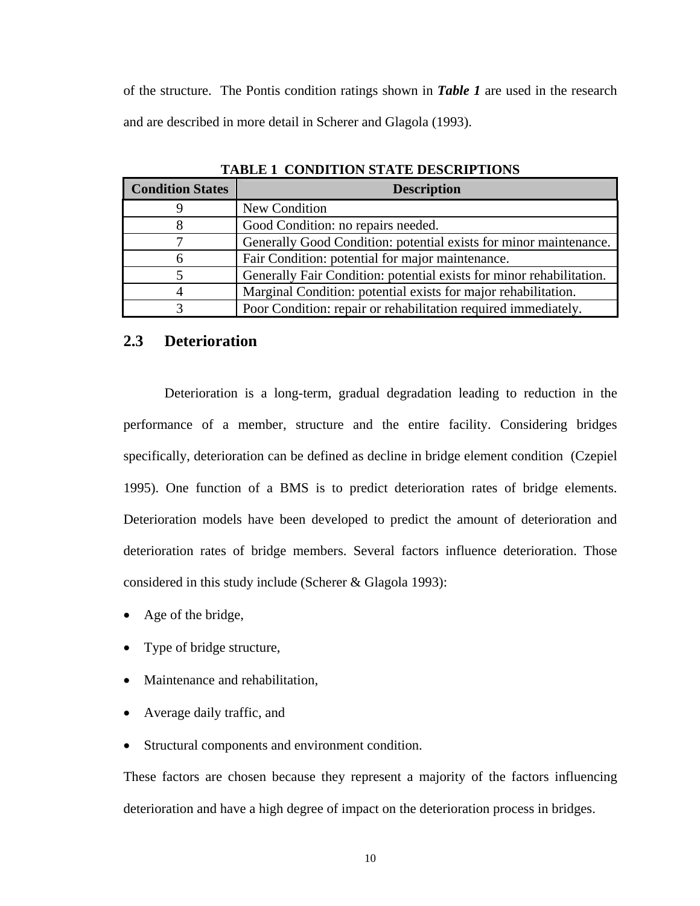of the structure. The Pontis condition ratings shown in ***Table 1*** are used in the research and are described in more detail in Scherer and Glagola (1993).

**TABLE 1 CONDITION STATE DESCRIPTIONS**

| Condition States | Description |
| --- | --- |
| 9 | New Condition |
| 8 | Good Condition: no repairs needed. |
| 7 | Generally Good Condition: potential exists for minor maintenance. |
| 6 | Fair Condition: potential for major maintenance. |
| 5 | Generally Fair Condition: potential exists for minor rehabilitation. |
| 4 | Marginal Condition: potential exists for major rehabilitation. |
| 3 | Poor Condition: repair or rehabilitation required immediately. |

## 2.3 Deterioration

Deterioration is a long-term, gradual degradation leading to reduction in the performance of a member, structure and the entire facility. Considering bridges specifically, deterioration can be defined as decline in bridge element condition (Czepiel 1995). One function of a BMS is to predict deterioration rates of bridge elements. Deterioration models have been developed to predict the amount of deterioration and deterioration rates of bridge members. Several factors influence deterioration. Those considered in this study include (Scherer & Glagola 1993):

- Age of the bridge,
- Type of bridge structure,
- Maintenance and rehabilitation,
- Average daily traffic, and
- Structural components and environment condition.

These factors are chosen because they represent a majority of the factors influencing deterioration and have a high degree of impact on the deterioration process in bridges.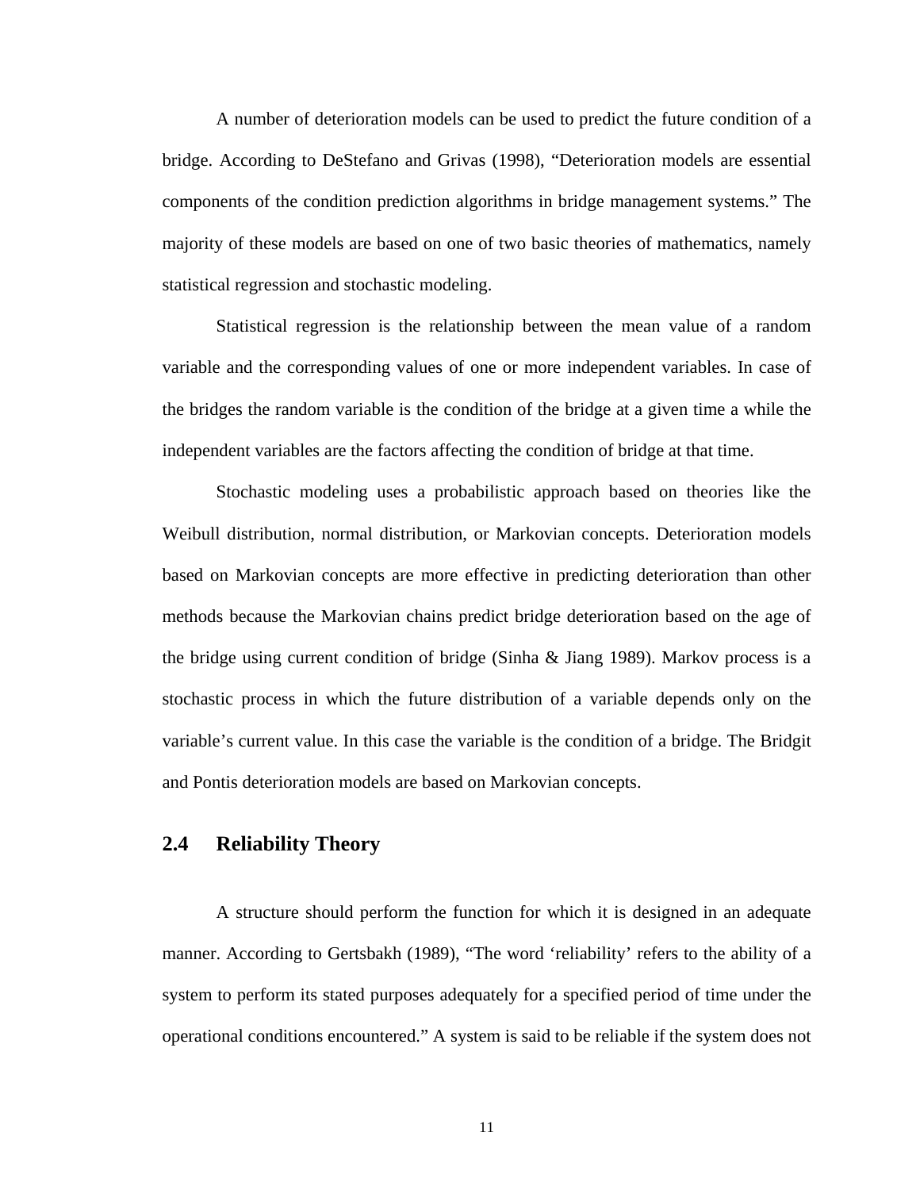A number of deterioration models can be used to predict the future condition of a bridge. According to DeStefano and Grivas (1998), "Deterioration models are essential components of the condition prediction algorithms in bridge management systems." The majority of these models are based on one of two basic theories of mathematics, namely statistical regression and stochastic modeling.

Statistical regression is the relationship between the mean value of a random variable and the corresponding values of one or more independent variables. In case of the bridges the random variable is the condition of the bridge at a given time a while the independent variables are the factors affecting the condition of bridge at that time.

Stochastic modeling uses a probabilistic approach based on theories like the Weibull distribution, normal distribution, or Markovian concepts. Deterioration models based on Markovian concepts are more effective in predicting deterioration than other methods because the Markovian chains predict bridge deterioration based on the age of the bridge using current condition of bridge (Sinha & Jiang 1989). Markov process is a stochastic process in which the future distribution of a variable depends only on the variable's current value. In this case the variable is the condition of a bridge. The Bridgit and Pontis deterioration models are based on Markovian concepts.

## 2.4 Reliability Theory

A structure should perform the function for which it is designed in an adequate manner. According to Gertsbakh (1989), "The word 'reliability' refers to the ability of a system to perform its stated purposes adequately for a specified period of time under the operational conditions encountered." A system is said to be reliable if the system does not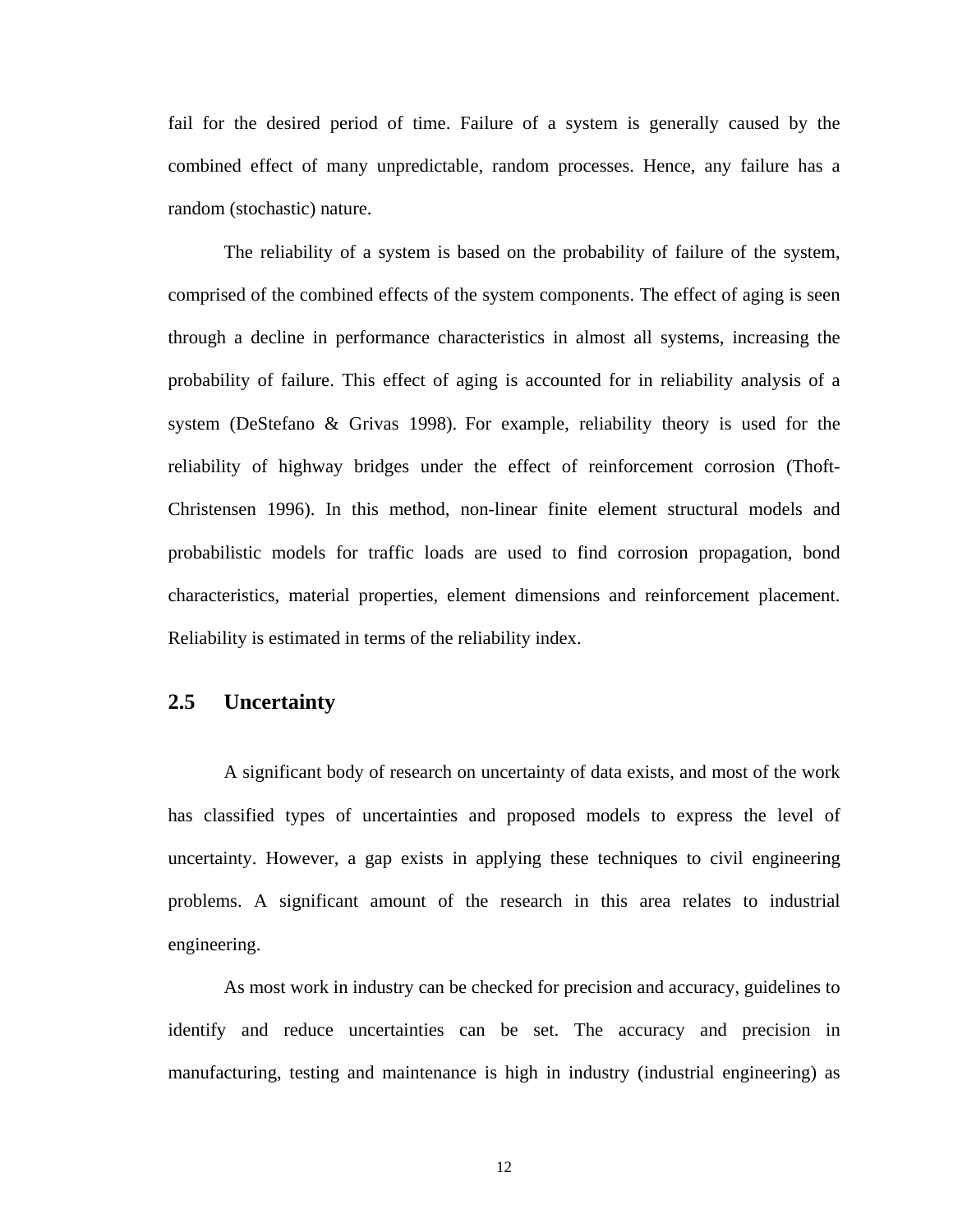fail for the desired period of time. Failure of a system is generally caused by the combined effect of many unpredictable, random processes. Hence, any failure has a random (stochastic) nature.

The reliability of a system is based on the probability of failure of the system, comprised of the combined effects of the system components. The effect of aging is seen through a decline in performance characteristics in almost all systems, increasing the probability of failure. This effect of aging is accounted for in reliability analysis of a system (DeStefano & Grivas 1998). For example, reliability theory is used for the reliability of highway bridges under the effect of reinforcement corrosion (Thoft-Christensen 1996). In this method, non-linear finite element structural models and probabilistic models for traffic loads are used to find corrosion propagation, bond characteristics, material properties, element dimensions and reinforcement placement. Reliability is estimated in terms of the reliability index.

## 2.5 Uncertainty

A significant body of research on uncertainty of data exists, and most of the work has classified types of uncertainties and proposed models to express the level of uncertainty. However, a gap exists in applying these techniques to civil engineering problems. A significant amount of the research in this area relates to industrial engineering.

As most work in industry can be checked for precision and accuracy, guidelines to identify and reduce uncertainties can be set. The accuracy and precision in manufacturing, testing and maintenance is high in industry (industrial engineering) as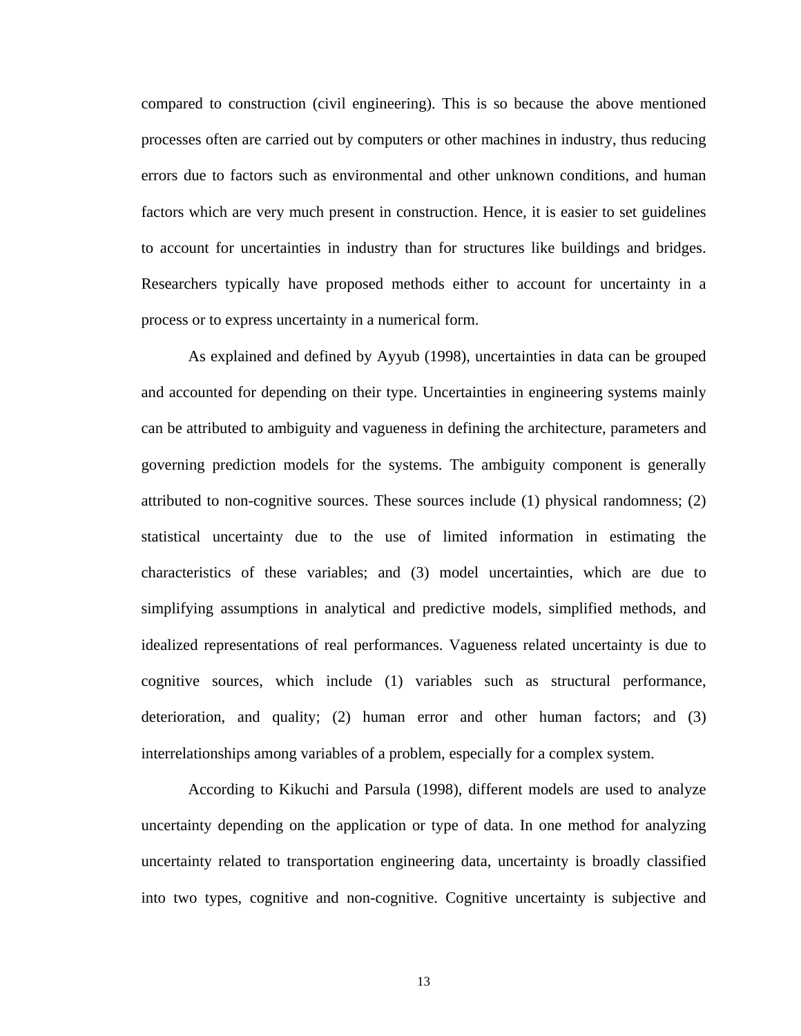compared to construction (civil engineering). This is so because the above mentioned processes often are carried out by computers or other machines in industry, thus reducing errors due to factors such as environmental and other unknown conditions, and human factors which are very much present in construction. Hence, it is easier to set guidelines to account for uncertainties in industry than for structures like buildings and bridges. Researchers typically have proposed methods either to account for uncertainty in a process or to express uncertainty in a numerical form.

As explained and defined by Ayyub (1998), uncertainties in data can be grouped and accounted for depending on their type. Uncertainties in engineering systems mainly can be attributed to ambiguity and vagueness in defining the architecture, parameters and governing prediction models for the systems. The ambiguity component is generally attributed to non-cognitive sources. These sources include (1) physical randomness; (2) statistical uncertainty due to the use of limited information in estimating the characteristics of these variables; and (3) model uncertainties, which are due to simplifying assumptions in analytical and predictive models, simplified methods, and idealized representations of real performances. Vagueness related uncertainty is due to cognitive sources, which include (1) variables such as structural performance, deterioration, and quality; (2) human error and other human factors; and (3) interrelationships among variables of a problem, especially for a complex system.

According to Kikuchi and Parsula (1998), different models are used to analyze uncertainty depending on the application or type of data. In one method for analyzing uncertainty related to transportation engineering data, uncertainty is broadly classified into two types, cognitive and non-cognitive. Cognitive uncertainty is subjective and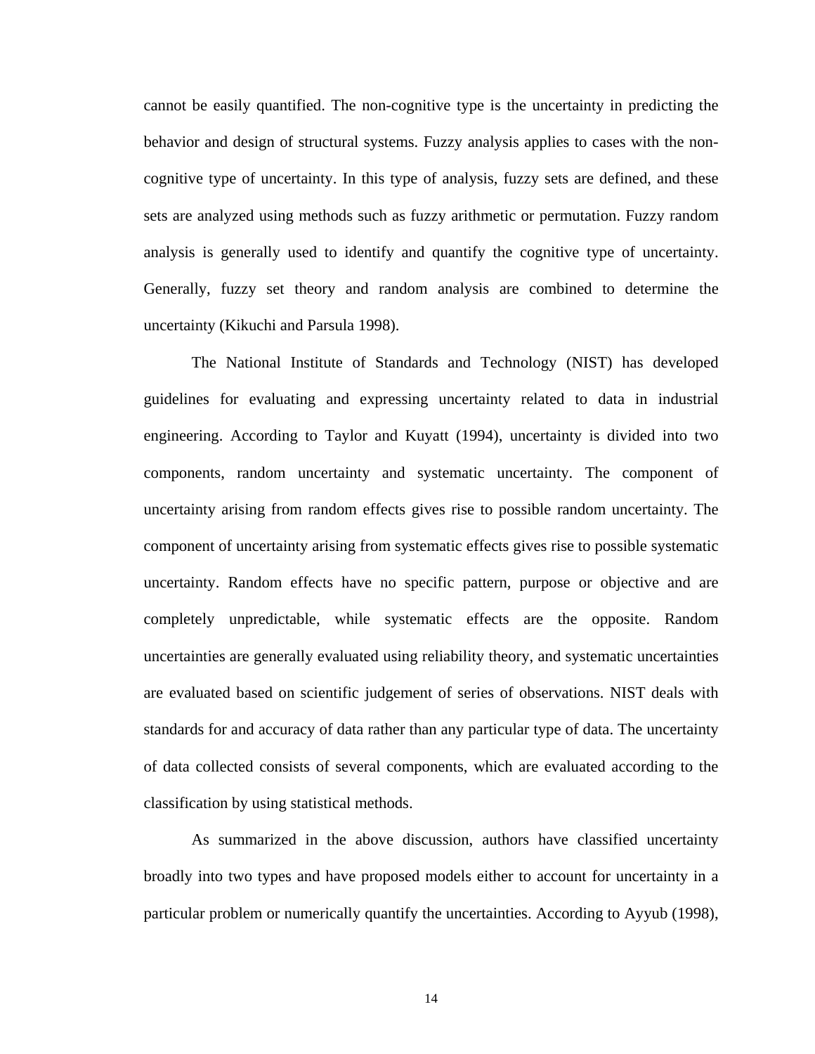cannot be easily quantified. The non-cognitive type is the uncertainty in predicting the behavior and design of structural systems. Fuzzy analysis applies to cases with the non-cognitive type of uncertainty. In this type of analysis, fuzzy sets are defined, and these sets are analyzed using methods such as fuzzy arithmetic or permutation. Fuzzy random analysis is generally used to identify and quantify the cognitive type of uncertainty. Generally, fuzzy set theory and random analysis are combined to determine the uncertainty (Kikuchi and Parsula 1998).

The National Institute of Standards and Technology (NIST) has developed guidelines for evaluating and expressing uncertainty related to data in industrial engineering. According to Taylor and Kuyatt (1994), uncertainty is divided into two components, random uncertainty and systematic uncertainty. The component of uncertainty arising from random effects gives rise to possible random uncertainty. The component of uncertainty arising from systematic effects gives rise to possible systematic uncertainty. Random effects have no specific pattern, purpose or objective and are completely unpredictable, while systematic effects are the opposite. Random uncertainties are generally evaluated using reliability theory, and systematic uncertainties are evaluated based on scientific judgement of series of observations. NIST deals with standards for and accuracy of data rather than any particular type of data. The uncertainty of data collected consists of several components, which are evaluated according to the classification by using statistical methods.

As summarized in the above discussion, authors have classified uncertainty broadly into two types and have proposed models either to account for uncertainty in a particular problem or numerically quantify the uncertainties. According to Ayyub (1998),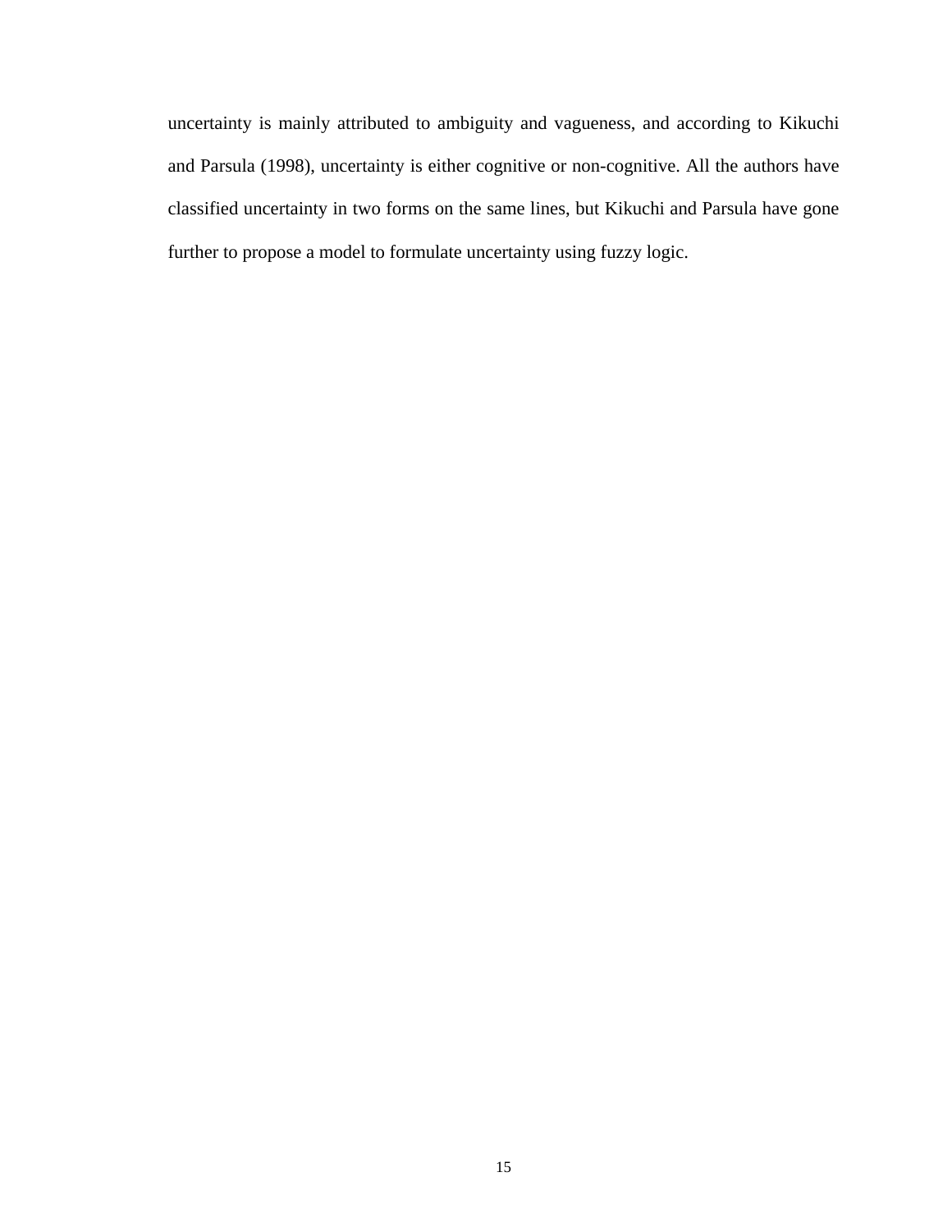uncertainty is mainly attributed to ambiguity and vagueness, and according to Kikuchi and Parsula (1998), uncertainty is either cognitive or non-cognitive. All the authors have classified uncertainty in two forms on the same lines, but Kikuchi and Parsula have gone further to propose a model to formulate uncertainty using fuzzy logic.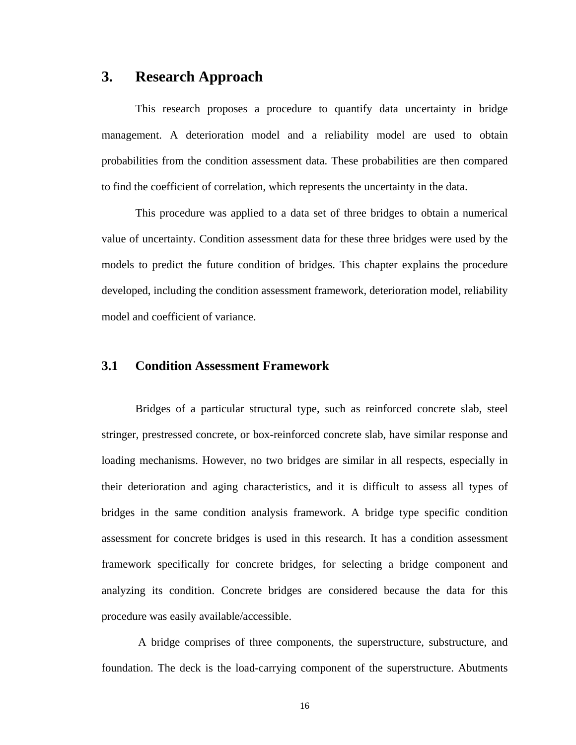# 3. Research Approach

This research proposes a procedure to quantify data uncertainty in bridge management. A deterioration model and a reliability model are used to obtain probabilities from the condition assessment data. These probabilities are then compared to find the coefficient of correlation, which represents the uncertainty in the data.

This procedure was applied to a data set of three bridges to obtain a numerical value of uncertainty. Condition assessment data for these three bridges were used by the models to predict the future condition of bridges. This chapter explains the procedure developed, including the condition assessment framework, deterioration model, reliability model and coefficient of variance.

## 3.1 Condition Assessment Framework

Bridges of a particular structural type, such as reinforced concrete slab, steel stringer, prestressed concrete, or box-reinforced concrete slab, have similar response and loading mechanisms. However, no two bridges are similar in all respects, especially in their deterioration and aging characteristics, and it is difficult to assess all types of bridges in the same condition analysis framework. A bridge type specific condition assessment for concrete bridges is used in this research. It has a condition assessment framework specifically for concrete bridges, for selecting a bridge component and analyzing its condition. Concrete bridges are considered because the data for this procedure was easily available/accessible.

A bridge comprises of three components, the superstructure, substructure, and foundation. The deck is the load-carrying component of the superstructure. Abutments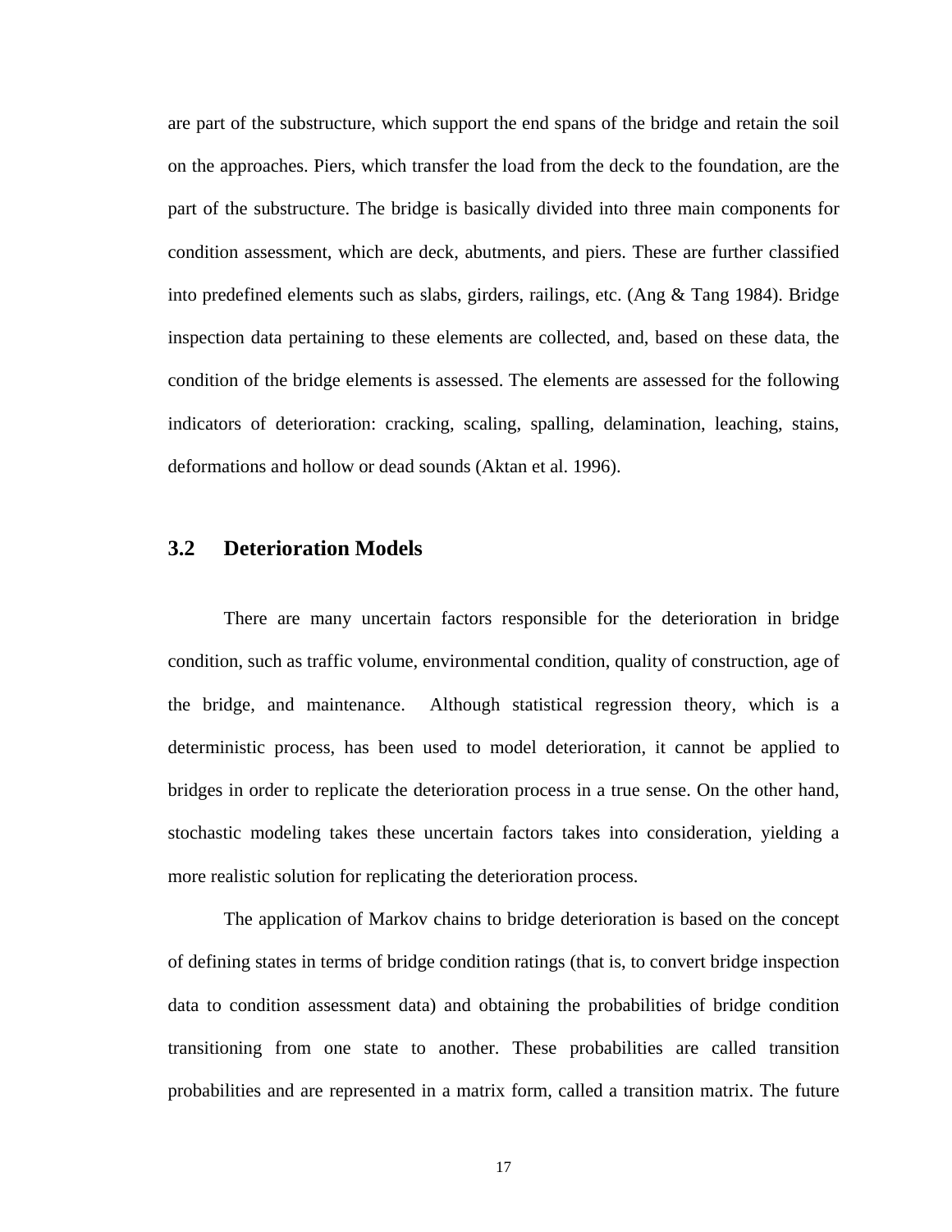are part of the substructure, which support the end spans of the bridge and retain the soil on the approaches. Piers, which transfer the load from the deck to the foundation, are the part of the substructure. The bridge is basically divided into three main components for condition assessment, which are deck, abutments, and piers. These are further classified into predefined elements such as slabs, girders, railings, etc. (Ang & Tang 1984). Bridge inspection data pertaining to these elements are collected, and, based on these data, the condition of the bridge elements is assessed. The elements are assessed for the following indicators of deterioration: cracking, scaling, spalling, delamination, leaching, stains, deformations and hollow or dead sounds (Aktan et al. 1996).

## 3.2 Deterioration Models

There are many uncertain factors responsible for the deterioration in bridge condition, such as traffic volume, environmental condition, quality of construction, age of the bridge, and maintenance. Although statistical regression theory, which is a deterministic process, has been used to model deterioration, it cannot be applied to bridges in order to replicate the deterioration process in a true sense. On the other hand, stochastic modeling takes these uncertain factors takes into consideration, yielding a more realistic solution for replicating the deterioration process.

The application of Markov chains to bridge deterioration is based on the concept of defining states in terms of bridge condition ratings (that is, to convert bridge inspection data to condition assessment data) and obtaining the probabilities of bridge condition transitioning from one state to another. These probabilities are called transition probabilities and are represented in a matrix form, called a transition matrix. The future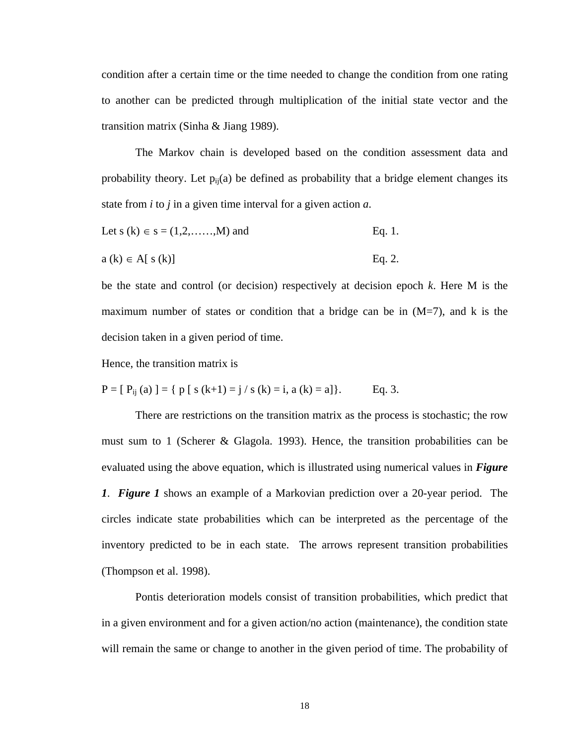condition after a certain time or the time needed to change the condition from one rating to another can be predicted through multiplication of the initial state vector and the transition matrix (Sinha & Jiang 1989).

The Markov chain is developed based on the condition assessment data and probability theory. Let $p_{ij}(a)$ be defined as probability that a bridge element changes its state from *i* to *j* in a given time interval for a given action *a*.

Let $s(k) \in s = (1,2,\ldots\ldots,M)$ and Eq. 1.

$a(k) \in A[\, s(k)]$ Eq. 2.

be the state and control (or decision) respectively at decision epoch *k*. Here M is the maximum number of states or condition that a bridge can be in (M=7), and k is the decision taken in a given period of time.

Hence, the transition matrix is

$P = [\, P_{ij}(a)\,] = \{\, p\,[\, s(k+1) = j \,/\, s(k) = i,\, a(k) = a]\}.$ Eq. 3.

There are restrictions on the transition matrix as the process is stochastic; the row must sum to 1 (Scherer & Glagola. 1993). Hence, the transition probabilities can be evaluated using the above equation, which is illustrated using numerical values in ***Figure 1***. ***Figure 1*** shows an example of a Markovian prediction over a 20-year period. The circles indicate state probabilities which can be interpreted as the percentage of the inventory predicted to be in each state. The arrows represent transition probabilities (Thompson et al. 1998).

Pontis deterioration models consist of transition probabilities, which predict that in a given environment and for a given action/no action (maintenance), the condition state will remain the same or change to another in the given period of time. The probability of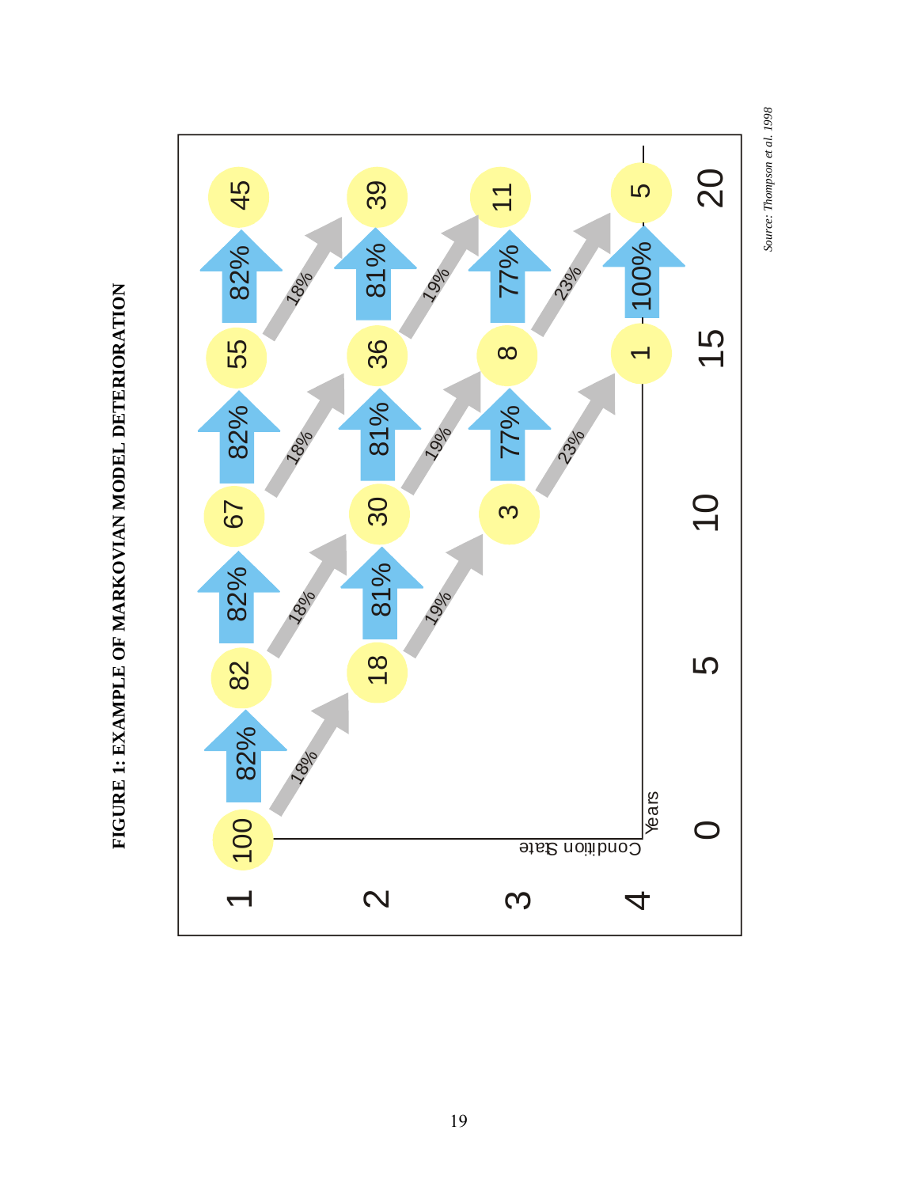**FIGURE 1: EXAMPLE OF MARKOVIAN MODEL DETERIORATION**

| Condition State | Year 0 | Year 5 | Year 10 | Year 15 | Year 20 |
|---|---|---|---|---|---|
| 1 | 100 | 82 | 67 | 55 | 45 |
| 2 | | 18 | 30 | 36 | 39 |
| 3 | | | 3 | 8 | 11 |
| 4 | | | | 1 | 5 |

Transition probabilities per 5-year step: State 1 remains 82%, moves to State 2 18%; State 2 remains 81%, moves to State 3 19%; State 3 remains 77%, moves to State 4 23%; State 4 remains 100%.

*Source: Thompson et al. 1998*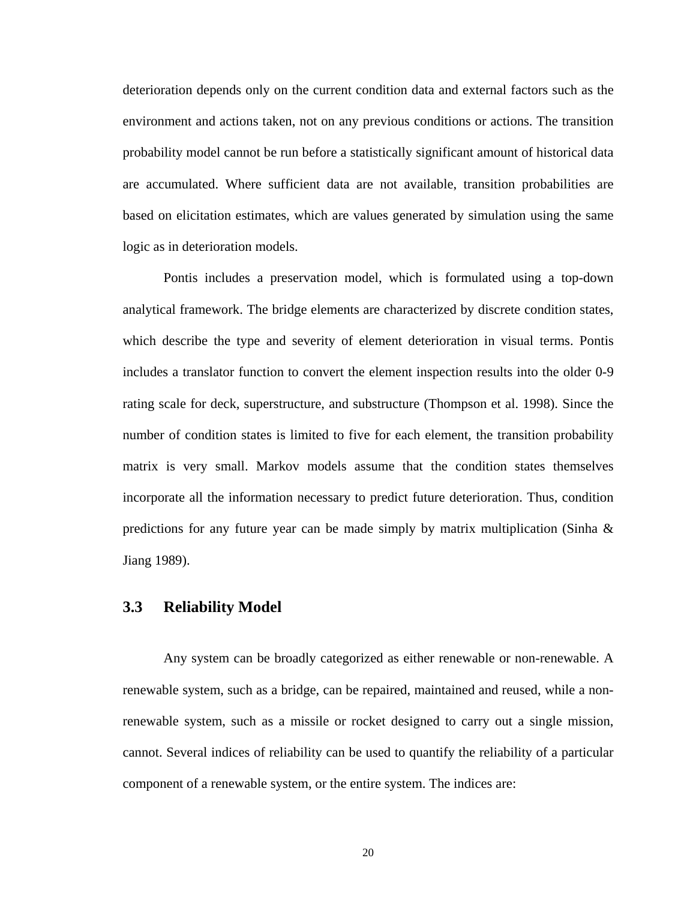deterioration depends only on the current condition data and external factors such as the environment and actions taken, not on any previous conditions or actions. The transition probability model cannot be run before a statistically significant amount of historical data are accumulated. Where sufficient data are not available, transition probabilities are based on elicitation estimates, which are values generated by simulation using the same logic as in deterioration models.

Pontis includes a preservation model, which is formulated using a top-down analytical framework. The bridge elements are characterized by discrete condition states, which describe the type and severity of element deterioration in visual terms. Pontis includes a translator function to convert the element inspection results into the older 0-9 rating scale for deck, superstructure, and substructure (Thompson et al. 1998). Since the number of condition states is limited to five for each element, the transition probability matrix is very small. Markov models assume that the condition states themselves incorporate all the information necessary to predict future deterioration. Thus, condition predictions for any future year can be made simply by matrix multiplication (Sinha & Jiang 1989).

## 3.3 Reliability Model

Any system can be broadly categorized as either renewable or non-renewable. A renewable system, such as a bridge, can be repaired, maintained and reused, while a non-renewable system, such as a missile or rocket designed to carry out a single mission, cannot. Several indices of reliability can be used to quantify the reliability of a particular component of a renewable system, or the entire system. The indices are: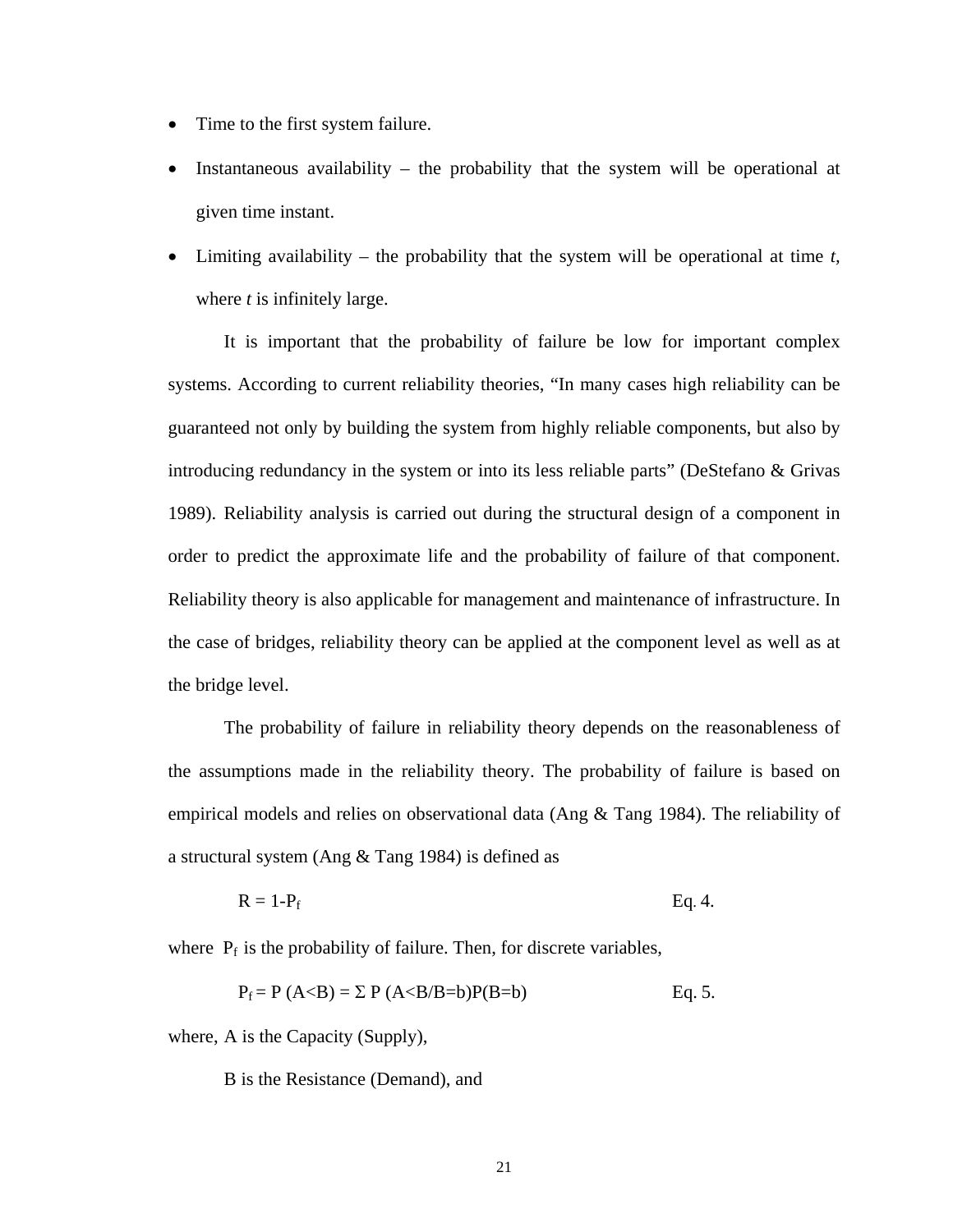- Time to the first system failure.
- Instantaneous availability – the probability that the system will be operational at given time instant.
- Limiting availability – the probability that the system will be operational at time *t*, where *t* is infinitely large.

It is important that the probability of failure be low for important complex systems. According to current reliability theories, "In many cases high reliability can be guaranteed not only by building the system from highly reliable components, but also by introducing redundancy in the system or into its less reliable parts" (DeStefano & Grivas 1989). Reliability analysis is carried out during the structural design of a component in order to predict the approximate life and the probability of failure of that component. Reliability theory is also applicable for management and maintenance of infrastructure. In the case of bridges, reliability theory can be applied at the component level as well as at the bridge level.

The probability of failure in reliability theory depends on the reasonableness of the assumptions made in the reliability theory. The probability of failure is based on empirical models and relies on observational data (Ang & Tang 1984). The reliability of a structural system (Ang & Tang 1984) is defined as

$$R = 1-P_f \qquad \text{Eq. 4.}$$

where $P_f$ is the probability of failure. Then, for discrete variables,

$$P_f = P(A<B) = \Sigma\, P(A<B/B=b)P(B=b) \qquad \text{Eq. 5.}$$

where, A is the Capacity (Supply),

B is the Resistance (Demand), and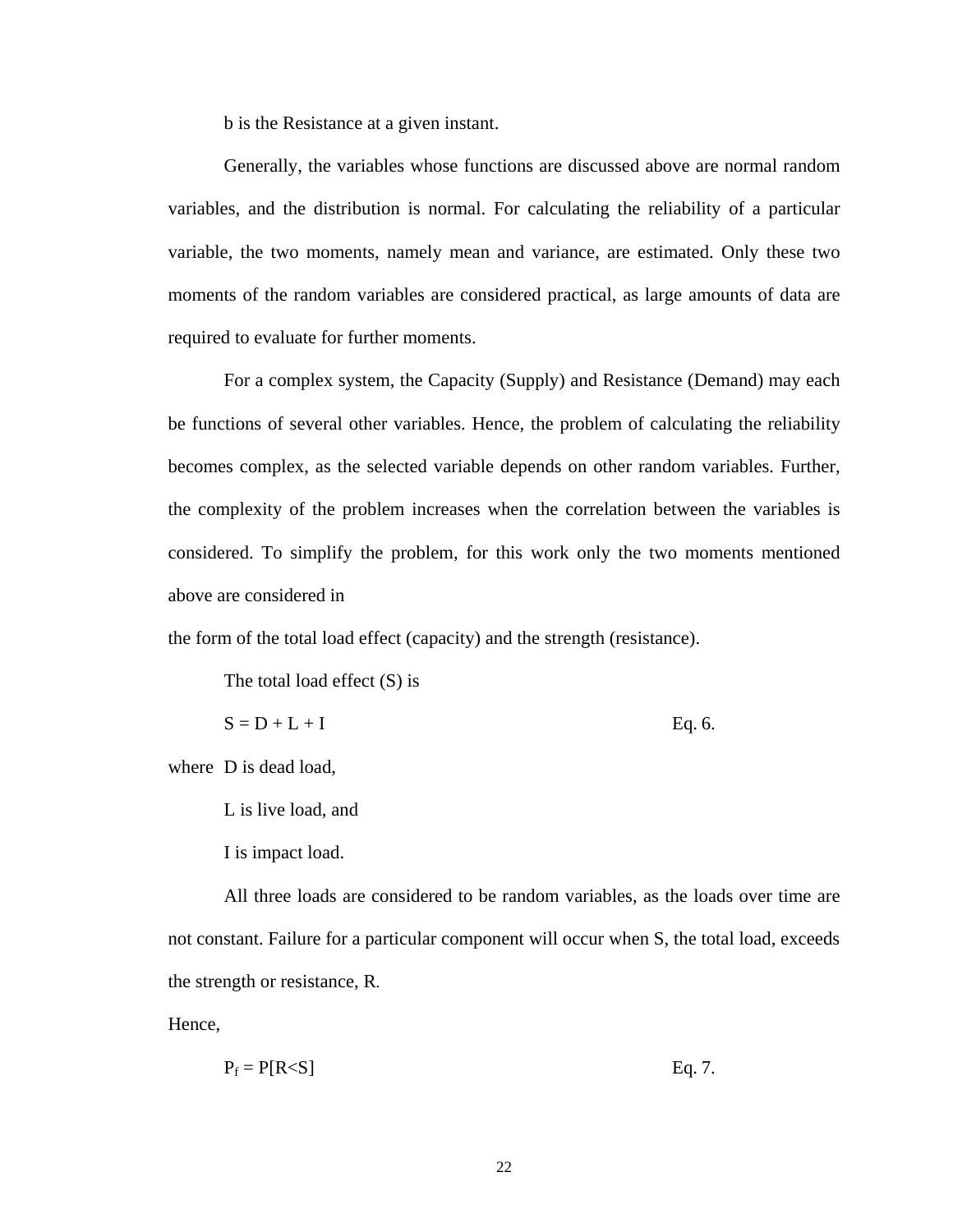b is the Resistance at a given instant.

Generally, the variables whose functions are discussed above are normal random variables, and the distribution is normal. For calculating the reliability of a particular variable, the two moments, namely mean and variance, are estimated. Only these two moments of the random variables are considered practical, as large amounts of data are required to evaluate for further moments.

For a complex system, the Capacity (Supply) and Resistance (Demand) may each be functions of several other variables. Hence, the problem of calculating the reliability becomes complex, as the selected variable depends on other random variables. Further, the complexity of the problem increases when the correlation between the variables is considered. To simplify the problem, for this work only the two moments mentioned above are considered in

the form of the total load effect (capacity) and the strength (resistance).

The total load effect (S) is

$$S = D + L + I \qquad \text{Eq. 6.}$$

where D is dead load,

L is live load, and

I is impact load.

All three loads are considered to be random variables, as the loads over time are not constant. Failure for a particular component will occur when S, the total load, exceeds the strength or resistance, R.

Hence,

$$P_f = P[R<S] \qquad \text{Eq. 7.}$$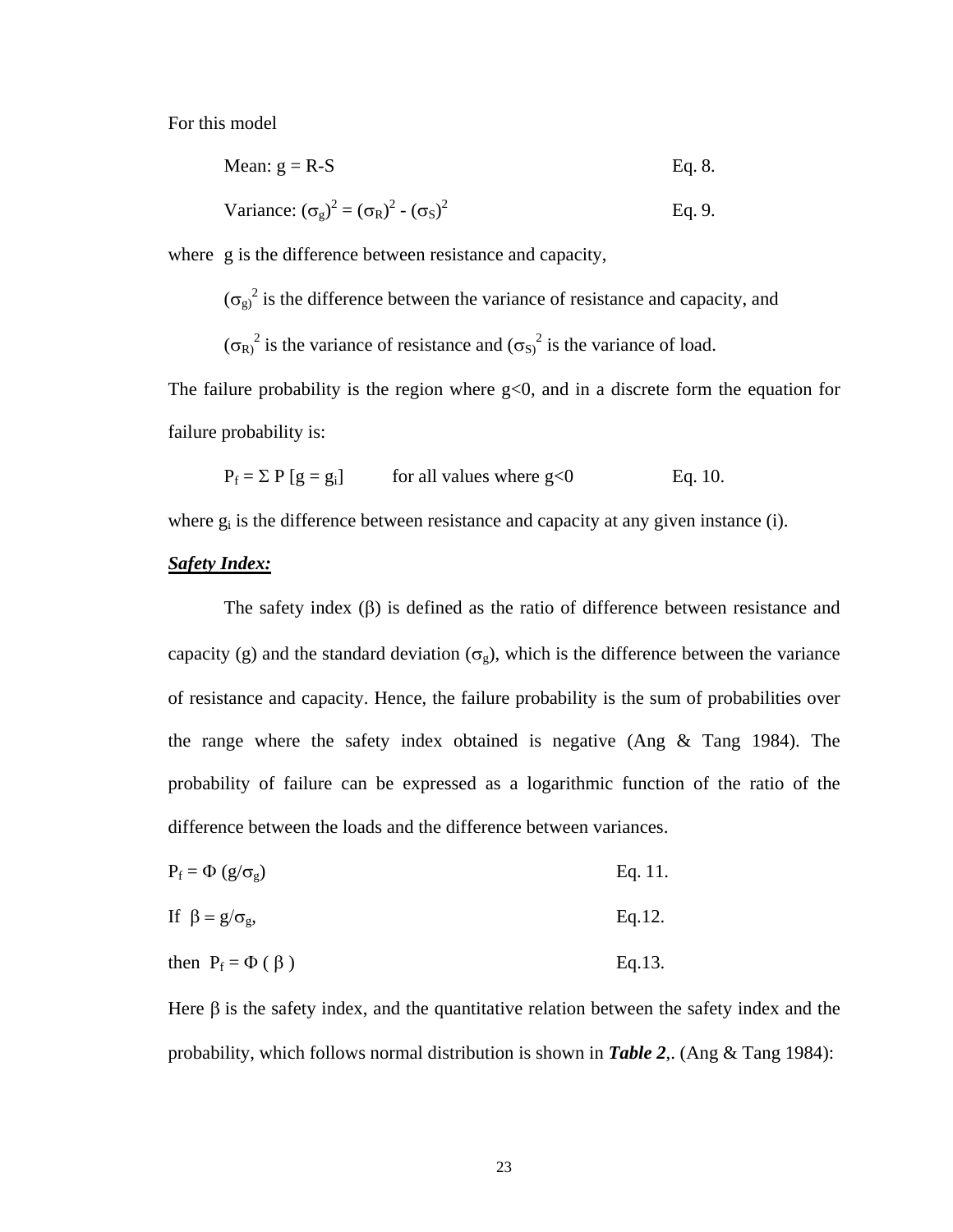For this model

Mean: $g = R - S$ Eq. 8.

Variance: $(\sigma_g)^2 = (\sigma_R)^2 - (\sigma_S)^2$ Eq. 9.

where g is the difference between resistance and capacity,

$(\sigma_{g)})^2$ is the difference between the variance of resistance and capacity, and

$(\sigma_{R)})^2$ is the variance of resistance and $(\sigma_{S)})^2$ is the variance of load.

The failure probability is the region where $g<0$, and in a discrete form the equation for failure probability is:

$P_f = \Sigma\, P\,[g = g_i]$ for all values where $g<0$ Eq. 10.

where $g_i$ is the difference between resistance and capacity at any given instance (i).

***Safety Index:***

The safety index ($\beta$) is defined as the ratio of difference between resistance and capacity (g) and the standard deviation ($\sigma_g$), which is the difference between the variance of resistance and capacity. Hence, the failure probability is the sum of probabilities over the range where the safety index obtained is negative (Ang & Tang 1984). The probability of failure can be expressed as a logarithmic function of the ratio of the difference between the loads and the difference between variances.

$P_f = \Phi\,(g/\sigma_g)$ Eq. 11.

If $\beta = g/\sigma_g$, Eq.12.

then $P_f = \Phi\,(\,\beta\,)$ Eq.13.

Here $\beta$ is the safety index, and the quantitative relation between the safety index and the probability, which follows normal distribution is shown in ***Table 2***,. (Ang & Tang 1984):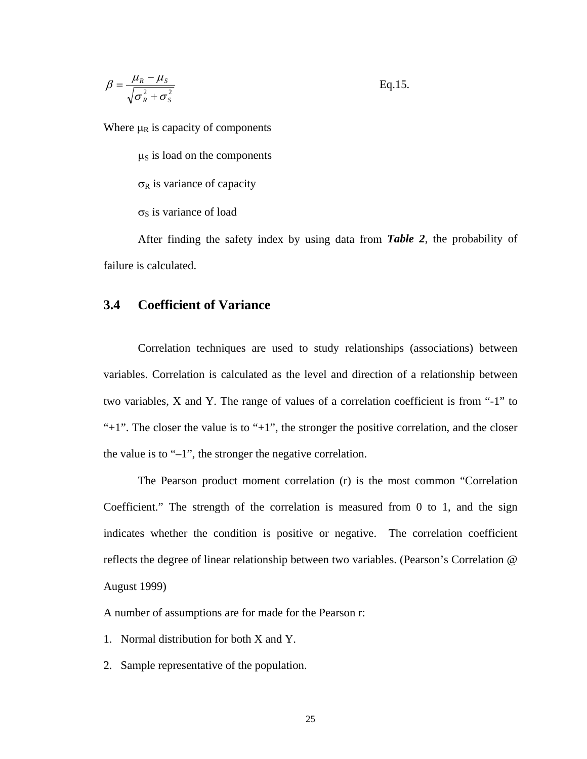$$\beta = \frac{\mu_R - \mu_S}{\sqrt{\sigma_R^2 + \sigma_S^2}} \qquad \text{Eq.15.}$$

Where $\mu_R$ is capacity of components

$\mu_S$ is load on the components

$\sigma_R$ is variance of capacity

$\sigma_S$ is variance of load

After finding the safety index by using data from ***Table 2***, the probability of failure is calculated.

## 3.4 Coefficient of Variance

Correlation techniques are used to study relationships (associations) between variables. Correlation is calculated as the level and direction of a relationship between two variables, X and Y. The range of values of a correlation coefficient is from "-1" to "+1". The closer the value is to "+1", the stronger the positive correlation, and the closer the value is to "–1", the stronger the negative correlation.

The Pearson product moment correlation (r) is the most common "Correlation Coefficient." The strength of the correlation is measured from 0 to 1, and the sign indicates whether the condition is positive or negative. The correlation coefficient reflects the degree of linear relationship between two variables. (Pearson's Correlation @ August 1999)

A number of assumptions are for made for the Pearson r:

1. Normal distribution for both X and Y.
2. Sample representative of the population.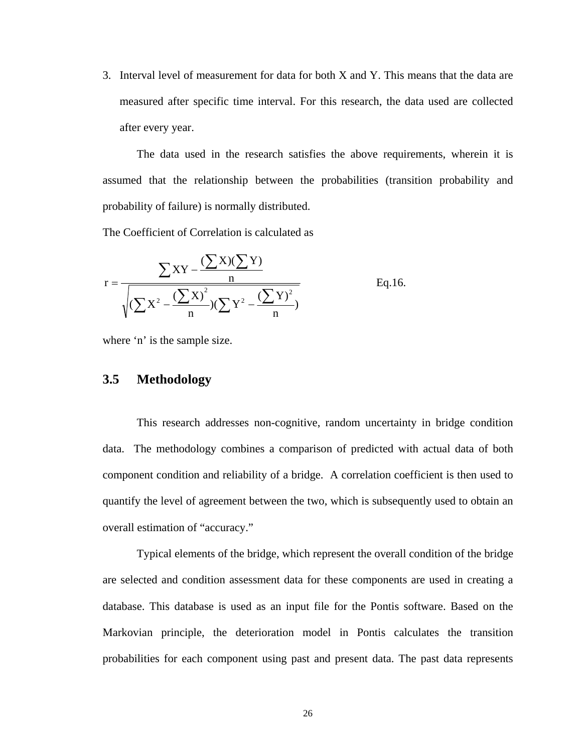3. Interval level of measurement for data for both X and Y. This means that the data are measured after specific time interval. For this research, the data used are collected after every year.

The data used in the research satisfies the above requirements, wherein it is assumed that the relationship between the probabilities (transition probability and probability of failure) is normally distributed.

The Coefficient of Correlation is calculated as

$$r = \frac{\sum XY - \frac{(\sum X)(\sum Y)}{n}}{\sqrt{(\sum X^2 - \frac{(\sum X)^2}{n})(\sum Y^2 - \frac{(\sum Y)^2}{n})}} \qquad \text{Eq.16.}$$

where 'n' is the sample size.

## 3.5 Methodology

This research addresses non-cognitive, random uncertainty in bridge condition data. The methodology combines a comparison of predicted with actual data of both component condition and reliability of a bridge. A correlation coefficient is then used to quantify the level of agreement between the two, which is subsequently used to obtain an overall estimation of "accuracy."

Typical elements of the bridge, which represent the overall condition of the bridge are selected and condition assessment data for these components are used in creating a database. This database is used as an input file for the Pontis software. Based on the Markovian principle, the deterioration model in Pontis calculates the transition probabilities for each component using past and present data. The past data represents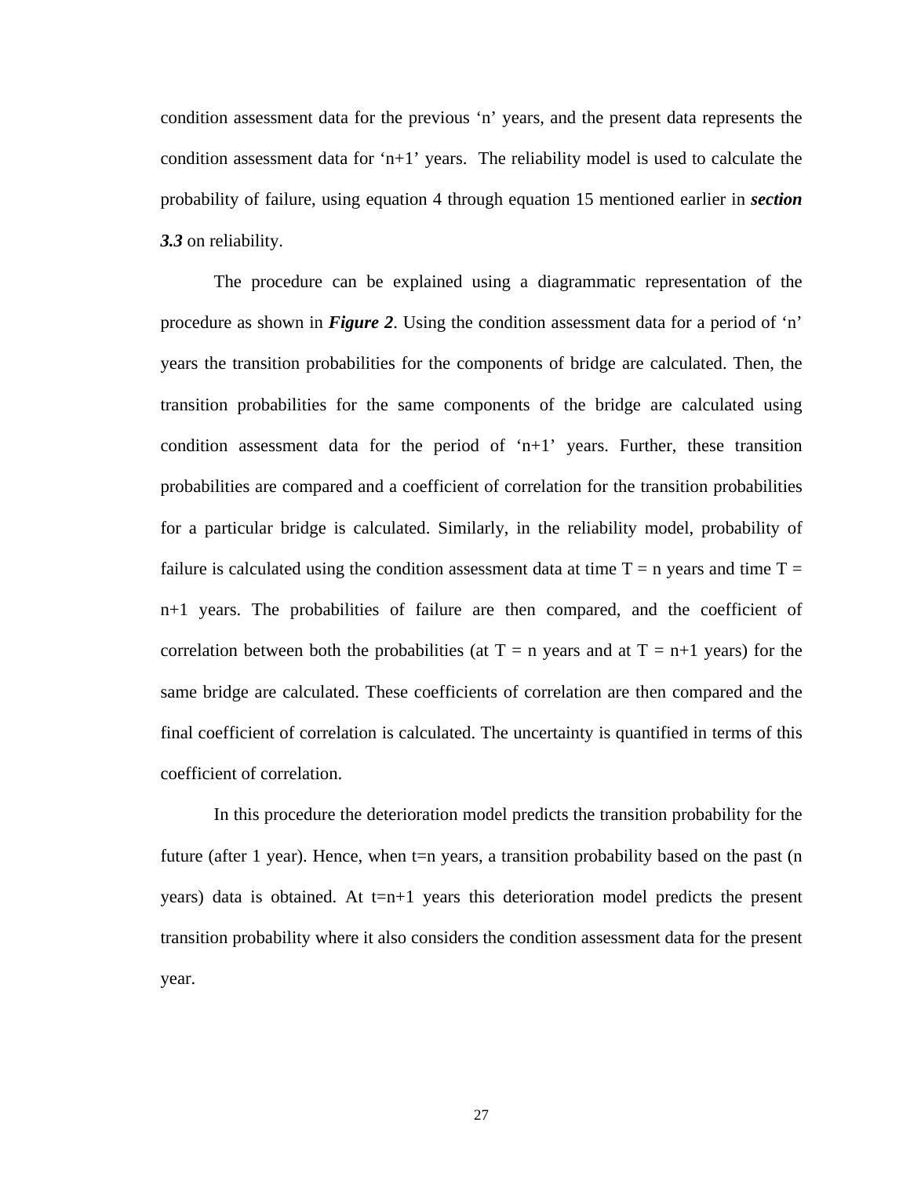condition assessment data for the previous 'n' years, and the present data represents the condition assessment data for 'n+1' years. The reliability model is used to calculate the probability of failure, using equation 4 through equation 15 mentioned earlier in ***section 3.3*** on reliability.

The procedure can be explained using a diagrammatic representation of the procedure as shown in ***Figure 2***. Using the condition assessment data for a period of 'n' years the transition probabilities for the components of bridge are calculated. Then, the transition probabilities for the same components of the bridge are calculated using condition assessment data for the period of 'n+1' years. Further, these transition probabilities are compared and a coefficient of correlation for the transition probabilities for a particular bridge is calculated. Similarly, in the reliability model, probability of failure is calculated using the condition assessment data at time T = n years and time T = n+1 years. The probabilities of failure are then compared, and the coefficient of correlation between both the probabilities (at T = n years and at T = n+1 years) for the same bridge are calculated. These coefficients of correlation are then compared and the final coefficient of correlation is calculated. The uncertainty is quantified in terms of this coefficient of correlation.

In this procedure the deterioration model predicts the transition probability for the future (after 1 year). Hence, when t=n years, a transition probability based on the past (n years) data is obtained. At t=n+1 years this deterioration model predicts the present transition probability where it also considers the condition assessment data for the present year.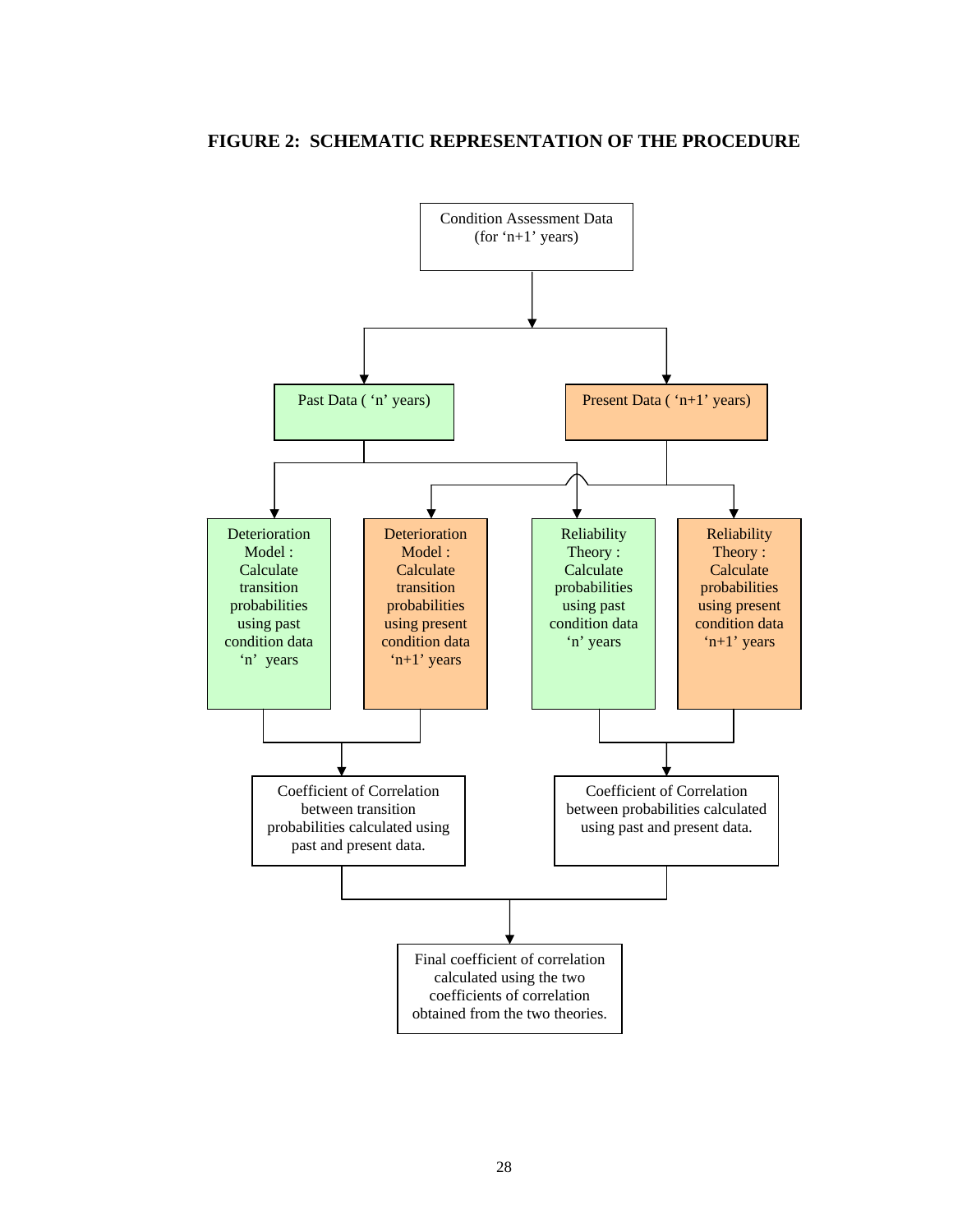**FIGURE 2: SCHEMATIC REPRESENTATION OF THE PROCEDURE**

Condition Assessment Data (for 'n+1' years)

Past Data ( 'n' years)

Present Data ( 'n+1' years)

Deterioration Model : Calculate transition probabilities using past condition data 'n' years

Deterioration Model : Calculate transition probabilities using present condition data 'n+1' years

Reliability Theory : Calculate probabilities using past condition data 'n' years

Reliability Theory : Calculate probabilities using present condition data 'n+1' years

Coefficient of Correlation between transition probabilities calculated using past and present data.

Coefficient of Correlation between probabilities calculated using past and present data.

Final coefficient of correlation calculated using the two coefficients of correlation obtained from the two theories.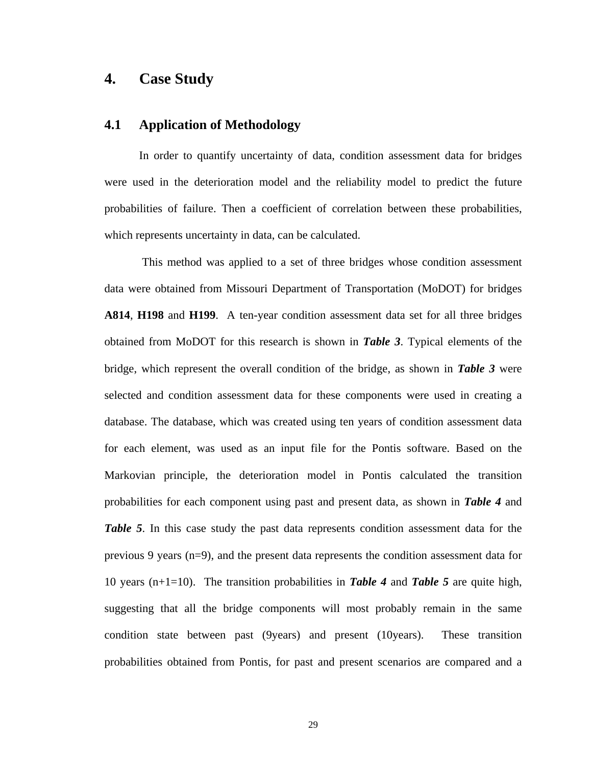# 4. Case Study

## 4.1 Application of Methodology

In order to quantify uncertainty of data, condition assessment data for bridges were used in the deterioration model and the reliability model to predict the future probabilities of failure. Then a coefficient of correlation between these probabilities, which represents uncertainty in data, can be calculated.

This method was applied to a set of three bridges whose condition assessment data were obtained from Missouri Department of Transportation (MoDOT) for bridges **A814**, **H198** and **H199**. A ten-year condition assessment data set for all three bridges obtained from MoDOT for this research is shown in ***Table 3***. Typical elements of the bridge, which represent the overall condition of the bridge, as shown in ***Table 3*** were selected and condition assessment data for these components were used in creating a database. The database, which was created using ten years of condition assessment data for each element, was used as an input file for the Pontis software. Based on the Markovian principle, the deterioration model in Pontis calculated the transition probabilities for each component using past and present data, as shown in ***Table 4*** and ***Table 5***. In this case study the past data represents condition assessment data for the previous 9 years (n=9), and the present data represents the condition assessment data for 10 years (n+1=10). The transition probabilities in ***Table 4*** and ***Table 5*** are quite high, suggesting that all the bridge components will most probably remain in the same condition state between past (9years) and present (10years). These transition probabilities obtained from Pontis, for past and present scenarios are compared and a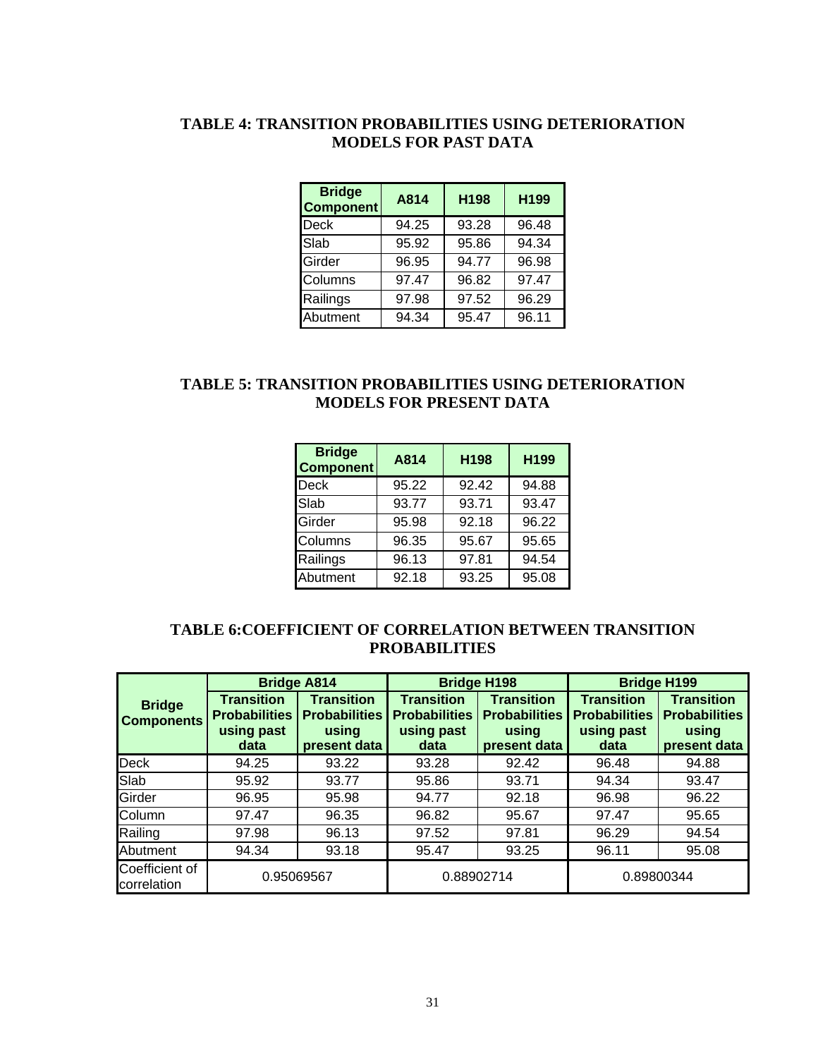**TABLE 4: TRANSITION PROBABILITIES USING DETERIORATION MODELS FOR PAST DATA**

| Bridge Component | A814 | H198 | H199 |
|---|---|---|---|
| Deck | 94.25 | 93.28 | 96.48 |
| Slab | 95.92 | 95.86 | 94.34 |
| Girder | 96.95 | 94.77 | 96.98 |
| Columns | 97.47 | 96.82 | 97.47 |
| Railings | 97.98 | 97.52 | 96.29 |
| Abutment | 94.34 | 95.47 | 96.11 |

**TABLE 5: TRANSITION PROBABILITIES USING DETERIORATION MODELS FOR PRESENT DATA**

| Bridge Component | A814 | H198 | H199 |
|---|---|---|---|
| Deck | 95.22 | 92.42 | 94.88 |
| Slab | 93.77 | 93.71 | 93.47 |
| Girder | 95.98 | 92.18 | 96.22 |
| Columns | 96.35 | 95.67 | 95.65 |
| Railings | 96.13 | 97.81 | 94.54 |
| Abutment | 92.18 | 93.25 | 95.08 |

**TABLE 6:COEFFICIENT OF CORRELATION BETWEEN TRANSITION PROBABILITIES**

| Bridge Components | Bridge A814 | | Bridge H198 | | Bridge H199 | |
|---|---|---|---|---|---|---|
| | Transition Probabilities using past data | Transition Probabilities using present data | Transition Probabilities using past data | Transition Probabilities using present data | Transition Probabilities using past data | Transition Probabilities using present data |
| Deck | 94.25 | 93.22 | 93.28 | 92.42 | 96.48 | 94.88 |
| Slab | 95.92 | 93.77 | 95.86 | 93.71 | 94.34 | 93.47 |
| Girder | 96.95 | 95.98 | 94.77 | 92.18 | 96.98 | 96.22 |
| Column | 97.47 | 96.35 | 96.82 | 95.67 | 97.47 | 95.65 |
| Railing | 97.98 | 96.13 | 97.52 | 97.81 | 96.29 | 94.54 |
| Abutment | 94.34 | 93.18 | 95.47 | 93.25 | 96.11 | 95.08 |
| Coefficient of correlation | 0.95069567 | | 0.88902714 | | 0.89800344 | |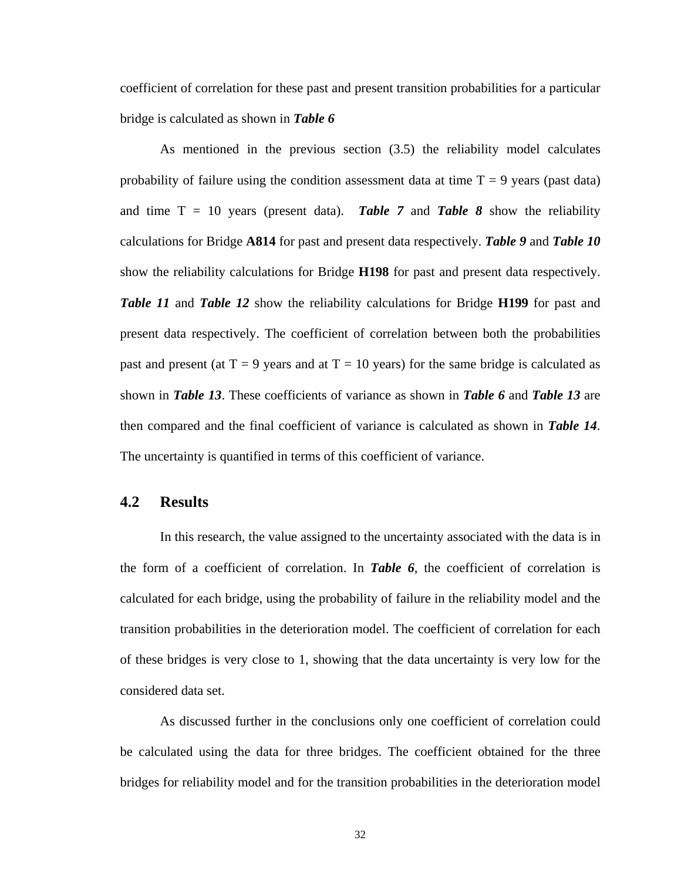coefficient of correlation for these past and present transition probabilities for a particular bridge is calculated as shown in ***Table 6***

As mentioned in the previous section (3.5) the reliability model calculates probability of failure using the condition assessment data at time T = 9 years (past data) and time T = 10 years (present data). ***Table 7*** and ***Table 8*** show the reliability calculations for Bridge **A814** for past and present data respectively. ***Table 9*** and ***Table 10*** show the reliability calculations for Bridge **H198** for past and present data respectively. ***Table 11*** and ***Table 12*** show the reliability calculations for Bridge **H199** for past and present data respectively. The coefficient of correlation between both the probabilities past and present (at T = 9 years and at T = 10 years) for the same bridge is calculated as shown in ***Table 13***. These coefficients of variance as shown in ***Table 6*** and ***Table 13*** are then compared and the final coefficient of variance is calculated as shown in ***Table 14***. The uncertainty is quantified in terms of this coefficient of variance.

## 4.2 Results

In this research, the value assigned to the uncertainty associated with the data is in the form of a coefficient of correlation. In ***Table 6***, the coefficient of correlation is calculated for each bridge, using the probability of failure in the reliability model and the transition probabilities in the deterioration model. The coefficient of correlation for each of these bridges is very close to 1, showing that the data uncertainty is very low for the considered data set.

As discussed further in the conclusions only one coefficient of correlation could be calculated using the data for three bridges. The coefficient obtained for the three bridges for reliability model and for the transition probabilities in the deterioration model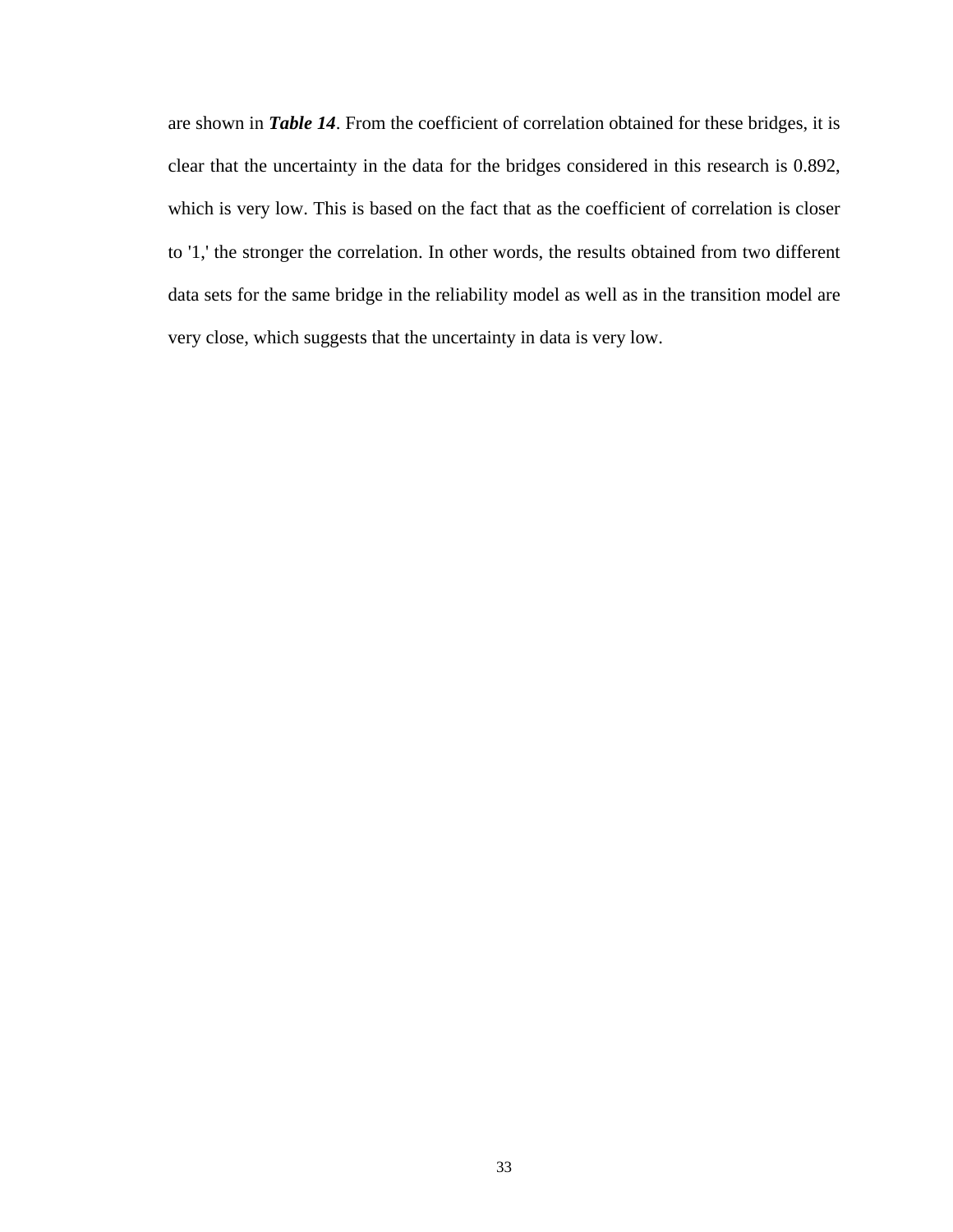are shown in ***Table 14***. From the coefficient of correlation obtained for these bridges, it is clear that the uncertainty in the data for the bridges considered in this research is 0.892, which is very low. This is based on the fact that as the coefficient of correlation is closer to '1,' the stronger the correlation. In other words, the results obtained from two different data sets for the same bridge in the reliability model as well as in the transition model are very close, which suggests that the uncertainty in data is very low.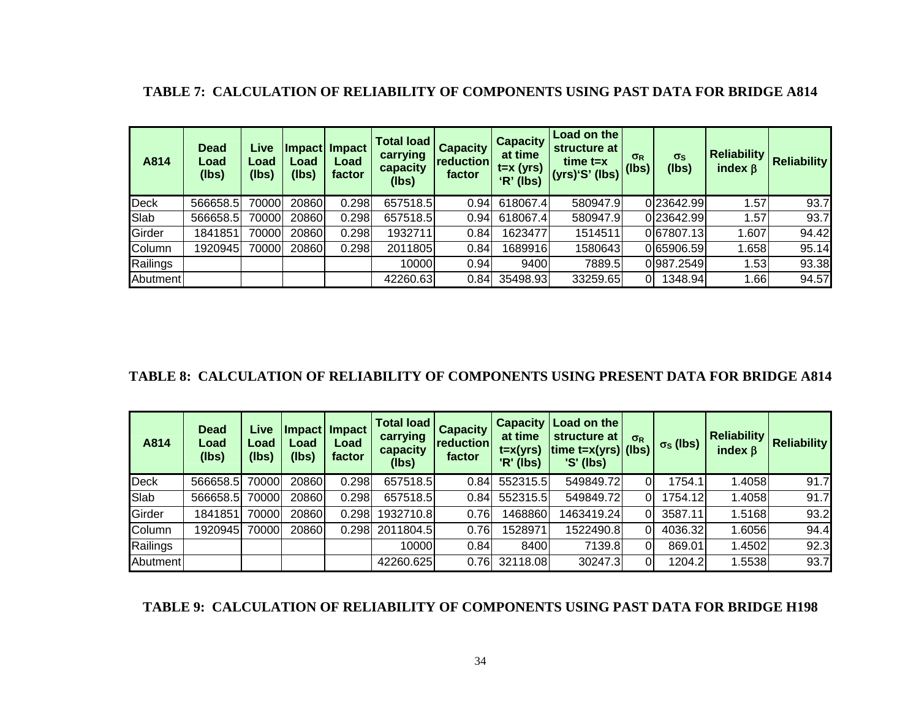**TABLE 7: CALCULATION OF RELIABILITY OF COMPONENTS USING PAST DATA FOR BRIDGE A814**

| A814 | Dead Load (lbs) | Live Load (lbs) | Impact Load (lbs) | Impact Load factor | Total load carrying capacity (lbs) | Capacity reduction factor | Capacity at time t=x (yrs) 'R' (lbs) | Load on the structure at time t=x (yrs)'S' (lbs) | $\sigma_R$ (lbs) | $\sigma_S$ (lbs) | Reliability index $\beta$ | Reliability |
|---|---|---|---|---|---|---|---|---|---|---|---|---|
| Deck | 566658.5 | 70000 | 20860 | 0.298 | 657518.5 | 0.94 | 618067.4 | 580947.9 | 0 | 23642.99 | 1.57 | 93.7 |
| Slab | 566658.5 | 70000 | 20860 | 0.298 | 657518.5 | 0.94 | 618067.4 | 580947.9 | 0 | 23642.99 | 1.57 | 93.7 |
| Girder | 1841851 | 70000 | 20860 | 0.298 | 1932711 | 0.84 | 1623477 | 1514511 | 0 | 67807.13 | 1.607 | 94.42 |
| Column | 1920945 | 70000 | 20860 | 0.298 | 2011805 | 0.84 | 1689916 | 1580643 | 0 | 65906.59 | 1.658 | 95.14 |
| Railings | | | | | 10000 | 0.94 | 9400 | 7889.5 | 0 | 987.2549 | 1.53 | 93.38 |
| Abutment | | | | | 42260.63 | 0.84 | 35498.93 | 33259.65 | 0 | 1348.94 | 1.66 | 94.57 |

**TABLE 8: CALCULATION OF RELIABILITY OF COMPONENTS USING PRESENT DATA FOR BRIDGE A814**

| A814 | Dead Load (lbs) | Live Load (lbs) | Impact Load (lbs) | Impact Load factor | Total load carrying capacity (lbs) | Capacity reduction factor | Capacity at time t=x(yrs) 'R' (lbs) | Load on the structure at time t=x(yrs) 'S' (lbs) | $\sigma_R$ (lbs) | $\sigma_S$ (lbs) | Reliability index $\beta$ | Reliability |
|---|---|---|---|---|---|---|---|---|---|---|---|---|
| Deck | 566658.5 | 70000 | 20860 | 0.298 | 657518.5 | 0.84 | 552315.5 | 549849.72 | 0 | 1754.1 | 1.4058 | 91.7 |
| Slab | 566658.5 | 70000 | 20860 | 0.298 | 657518.5 | 0.84 | 552315.5 | 549849.72 | 0 | 1754.12 | 1.4058 | 91.7 |
| Girder | 1841851 | 70000 | 20860 | 0.298 | 1932710.8 | 0.76 | 1468860 | 1463419.24 | 0 | 3587.11 | 1.5168 | 93.2 |
| Column | 1920945 | 70000 | 20860 | 0.298 | 2011804.5 | 0.76 | 1528971 | 1522490.8 | 0 | 4036.32 | 1.6056 | 94.4 |
| Railings | | | | | 10000 | 0.84 | 8400 | 7139.8 | 0 | 869.01 | 1.4502 | 92.3 |
| Abutment | | | | | 42260.625 | 0.76 | 32118.08 | 30247.3 | 0 | 1204.2 | 1.5538 | 93.7 |

**TABLE 9: CALCULATION OF RELIABILITY OF COMPONENTS USING PAST DATA FOR BRIDGE H198**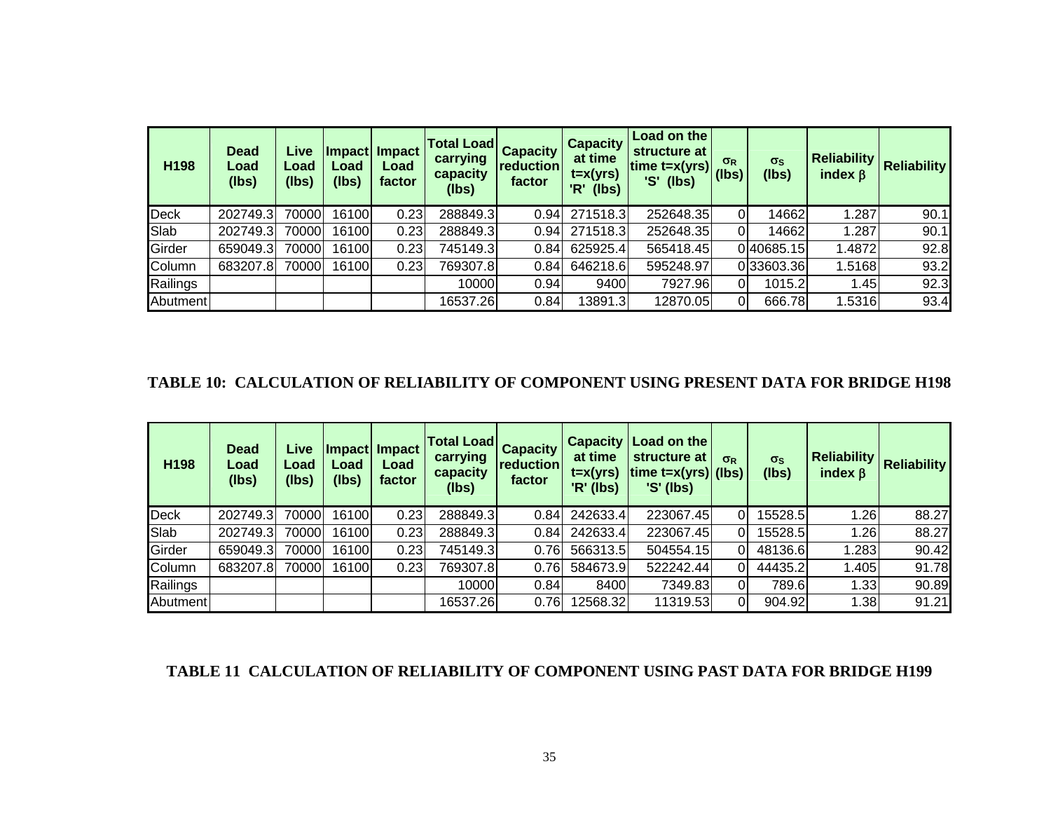| H198 | Dead Load (lbs) | Live Load (lbs) | Impact Load (lbs) | Impact Load factor | Total Load carrying capacity (lbs) | Capacity reduction factor | Capacity at time t=x(yrs) 'R' (lbs) | Load on the structure at time t=x(yrs) 'S' (lbs) | $\sigma_R$ (lbs) | $\sigma_S$ (lbs) | Reliability index $\beta$ | Reliability |
|---|---|---|---|---|---|---|---|---|---|---|---|---|
| Deck | 202749.3 | 70000 | 16100 | 0.23 | 288849.3 | 0.94 | 271518.3 | 252648.35 | 0 | 14662 | 1.287 | 90.1 |
| Slab | 202749.3 | 70000 | 16100 | 0.23 | 288849.3 | 0.94 | 271518.3 | 252648.35 | 0 | 14662 | 1.287 | 90.1 |
| Girder | 659049.3 | 70000 | 16100 | 0.23 | 745149.3 | 0.84 | 625925.4 | 565418.45 | 0 | 40685.15 | 1.4872 | 92.8 |
| Column | 683207.8 | 70000 | 16100 | 0.23 | 769307.8 | 0.84 | 646218.6 | 595248.97 | 0 | 33603.36 | 1.5168 | 93.2 |
| Railings | | | | | 10000 | 0.94 | 9400 | 7927.96 | 0 | 1015.2 | 1.45 | 92.3 |
| Abutment | | | | | 16537.26 | 0.84 | 13891.3 | 12870.05 | 0 | 666.78 | 1.5316 | 93.4 |

**TABLE 10: CALCULATION OF RELIABILITY OF COMPONENT USING PRESENT DATA FOR BRIDGE H198**

| H198 | Dead Load (lbs) | Live Load (lbs) | Impact Load (lbs) | Impact Load factor | Total Load carrying capacity (lbs) | Capacity reduction factor | Capacity at time t=x(yrs) 'R' (lbs) | Load on the structure at time t=x(yrs) 'S' (lbs) | $\sigma_R$ (lbs) | $\sigma_S$ (lbs) | Reliability index $\beta$ | Reliability |
|---|---|---|---|---|---|---|---|---|---|---|---|---|
| Deck | 202749.3 | 70000 | 16100 | 0.23 | 288849.3 | 0.84 | 242633.4 | 223067.45 | 0 | 15528.5 | 1.26 | 88.27 |
| Slab | 202749.3 | 70000 | 16100 | 0.23 | 288849.3 | 0.84 | 242633.4 | 223067.45 | 0 | 15528.5 | 1.26 | 88.27 |
| Girder | 659049.3 | 70000 | 16100 | 0.23 | 745149.3 | 0.76 | 566313.5 | 504554.15 | 0 | 48136.6 | 1.283 | 90.42 |
| Column | 683207.8 | 70000 | 16100 | 0.23 | 769307.8 | 0.76 | 584673.9 | 522242.44 | 0 | 44435.2 | 1.405 | 91.78 |
| Railings | | | | | 10000 | 0.84 | 8400 | 7349.83 | 0 | 789.6 | 1.33 | 90.89 |
| Abutment | | | | | 16537.26 | 0.76 | 12568.32 | 11319.53 | 0 | 904.92 | 1.38 | 91.21 |

**TABLE 11 CALCULATION OF RELIABILITY OF COMPONENT USING PAST DATA FOR BRIDGE H199**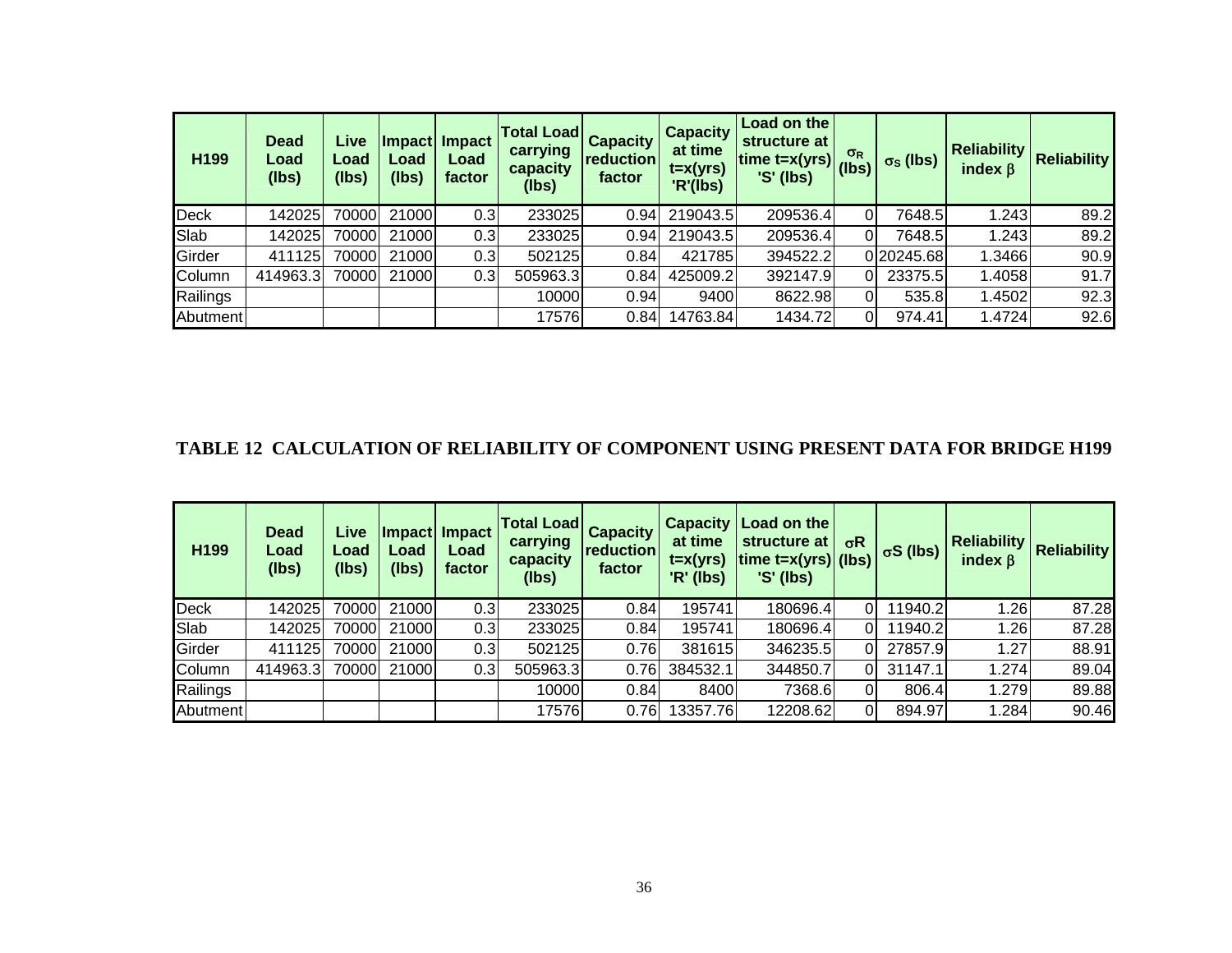| H199 | Dead Load (lbs) | Live Load (lbs) | Impact Load (lbs) | Impact Load factor | Total Load carrying capacity (lbs) | Capacity reduction factor | Capacity at time t=x(yrs) 'R'(lbs) | Load on the structure at time t=x(yrs) 'S' (lbs) | $\sigma_R$ (lbs) | $\sigma_S$ (lbs) | Reliability index $\beta$ | Reliability |
|---|---|---|---|---|---|---|---|---|---|---|---|---|
| Deck | 142025 | 70000 | 21000 | 0.3 | 233025 | 0.94 | 219043.5 | 209536.4 | 0 | 7648.5 | 1.243 | 89.2 |
| Slab | 142025 | 70000 | 21000 | 0.3 | 233025 | 0.94 | 219043.5 | 209536.4 | 0 | 7648.5 | 1.243 | 89.2 |
| Girder | 411125 | 70000 | 21000 | 0.3 | 502125 | 0.84 | 421785 | 394522.2 | 0 | 20245.68 | 1.3466 | 90.9 |
| Column | 414963.3 | 70000 | 21000 | 0.3 | 505963.3 | 0.84 | 425009.2 | 392147.9 | 0 | 23375.5 | 1.4058 | 91.7 |
| Railings | | | | | 10000 | 0.94 | 9400 | 8622.98 | 0 | 535.8 | 1.4502 | 92.3 |
| Abutment | | | | | 17576 | 0.84 | 14763.84 | 1434.72 | 0 | 974.41 | 1.4724 | 92.6 |

**TABLE 12 CALCULATION OF RELIABILITY OF COMPONENT USING PRESENT DATA FOR BRIDGE H199**

| H199 | Dead Load (lbs) | Live Load (lbs) | Impact Load (lbs) | Impact Load factor | Total Load carrying capacity (lbs) | Capacity reduction factor | Capacity at time t=x(yrs) 'R' (lbs) | Load on the structure at time t=x(yrs) 'S' (lbs) | $\sigma R$ (lbs) | $\sigma S$ (lbs) | Reliability index $\beta$ | Reliability |
|---|---|---|---|---|---|---|---|---|---|---|---|---|
| Deck | 142025 | 70000 | 21000 | 0.3 | 233025 | 0.84 | 195741 | 180696.4 | 0 | 11940.2 | 1.26 | 87.28 |
| Slab | 142025 | 70000 | 21000 | 0.3 | 233025 | 0.84 | 195741 | 180696.4 | 0 | 11940.2 | 1.26 | 87.28 |
| Girder | 411125 | 70000 | 21000 | 0.3 | 502125 | 0.76 | 381615 | 346235.5 | 0 | 27857.9 | 1.27 | 88.91 |
| Column | 414963.3 | 70000 | 21000 | 0.3 | 505963.3 | 0.76 | 384532.1 | 344850.7 | 0 | 31147.1 | 1.274 | 89.04 |
| Railings | | | | | 10000 | 0.84 | 8400 | 7368.6 | 0 | 806.4 | 1.279 | 89.88 |
| Abutment | | | | | 17576 | 0.76 | 13357.76 | 12208.62 | 0 | 894.97 | 1.284 | 90.46 |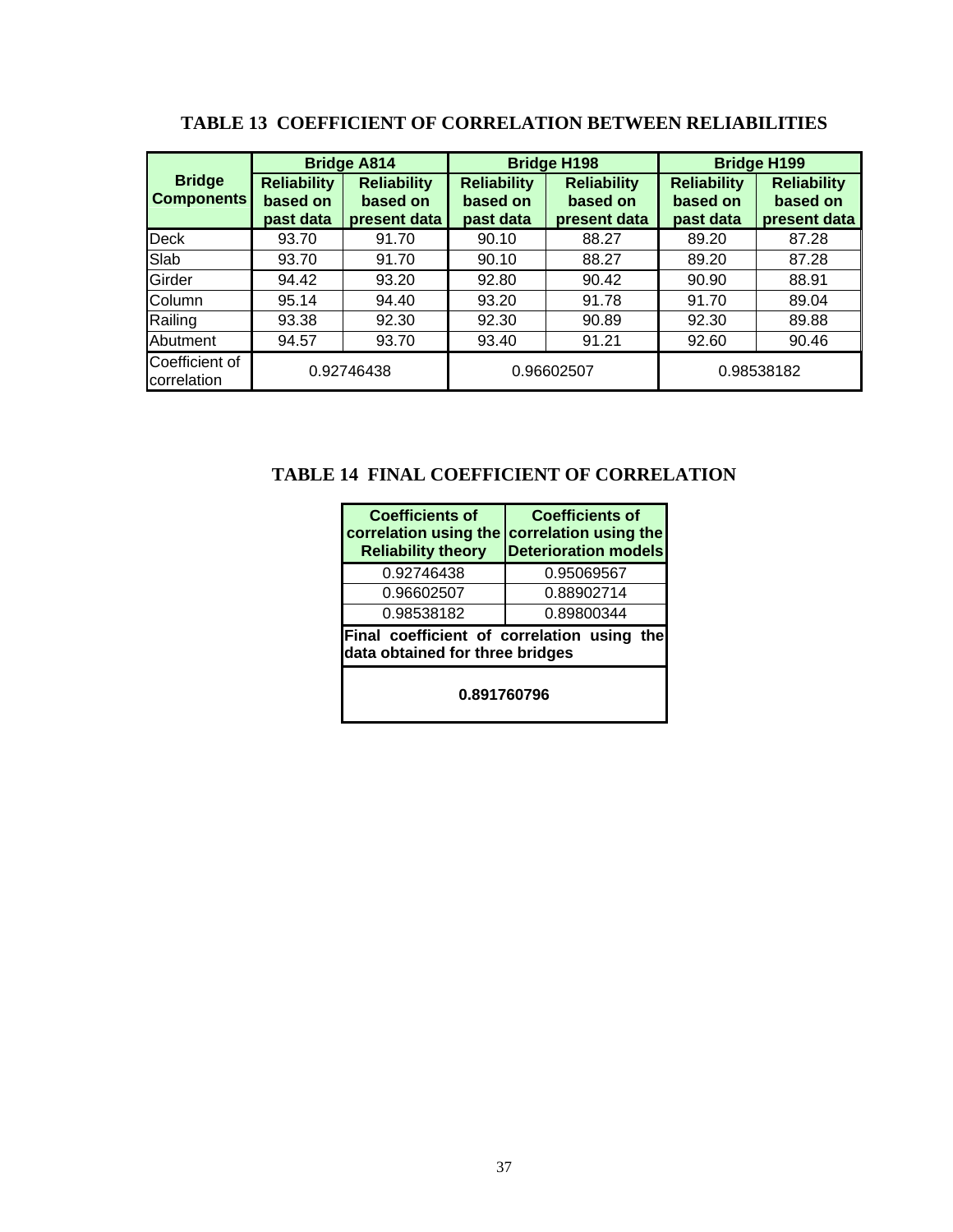**TABLE 13 COEFFICIENT OF CORRELATION BETWEEN RELIABILITIES**

| Bridge Components | Bridge A814 | | Bridge H198 | | Bridge H199 | |
|---|---|---|---|---|---|---|
| | Reliability based on past data | Reliability based on present data | Reliability based on past data | Reliability based on present data | Reliability based on past data | Reliability based on present data |
| Deck | 93.70 | 91.70 | 90.10 | 88.27 | 89.20 | 87.28 |
| Slab | 93.70 | 91.70 | 90.10 | 88.27 | 89.20 | 87.28 |
| Girder | 94.42 | 93.20 | 92.80 | 90.42 | 90.90 | 88.91 |
| Column | 95.14 | 94.40 | 93.20 | 91.78 | 91.70 | 89.04 |
| Railing | 93.38 | 92.30 | 92.30 | 90.89 | 92.30 | 89.88 |
| Abutment | 94.57 | 93.70 | 93.40 | 91.21 | 92.60 | 90.46 |
| Coefficient of correlation | 0.92746438 | | 0.96602507 | | 0.98538182 | |

**TABLE 14 FINAL COEFFICIENT OF CORRELATION**

| Coefficients of correlation using the Reliability theory | Coefficients of correlation using the Deterioration models |
|---|---|
| 0.92746438 | 0.95069567 |
| 0.96602507 | 0.88902714 |
| 0.98538182 | 0.89800344 |
| **Final coefficient of correlation using the data obtained for three bridges** | |
| **0.891760796** | |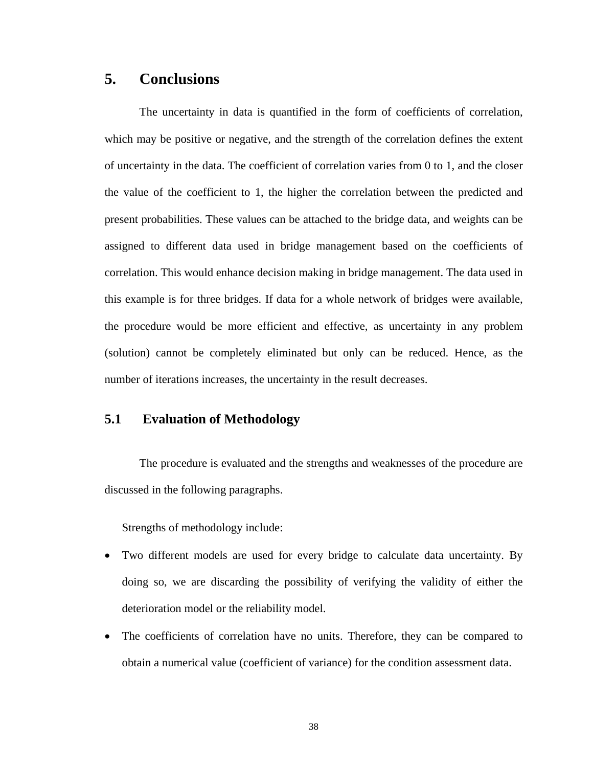# 5. Conclusions

The uncertainty in data is quantified in the form of coefficients of correlation, which may be positive or negative, and the strength of the correlation defines the extent of uncertainty in the data. The coefficient of correlation varies from 0 to 1, and the closer the value of the coefficient to 1, the higher the correlation between the predicted and present probabilities. These values can be attached to the bridge data, and weights can be assigned to different data used in bridge management based on the coefficients of correlation. This would enhance decision making in bridge management. The data used in this example is for three bridges. If data for a whole network of bridges were available, the procedure would be more efficient and effective, as uncertainty in any problem (solution) cannot be completely eliminated but only can be reduced. Hence, as the number of iterations increases, the uncertainty in the result decreases.

## 5.1 Evaluation of Methodology

The procedure is evaluated and the strengths and weaknesses of the procedure are discussed in the following paragraphs.

Strengths of methodology include:

- Two different models are used for every bridge to calculate data uncertainty. By doing so, we are discarding the possibility of verifying the validity of either the deterioration model or the reliability model.
- The coefficients of correlation have no units. Therefore, they can be compared to obtain a numerical value (coefficient of variance) for the condition assessment data.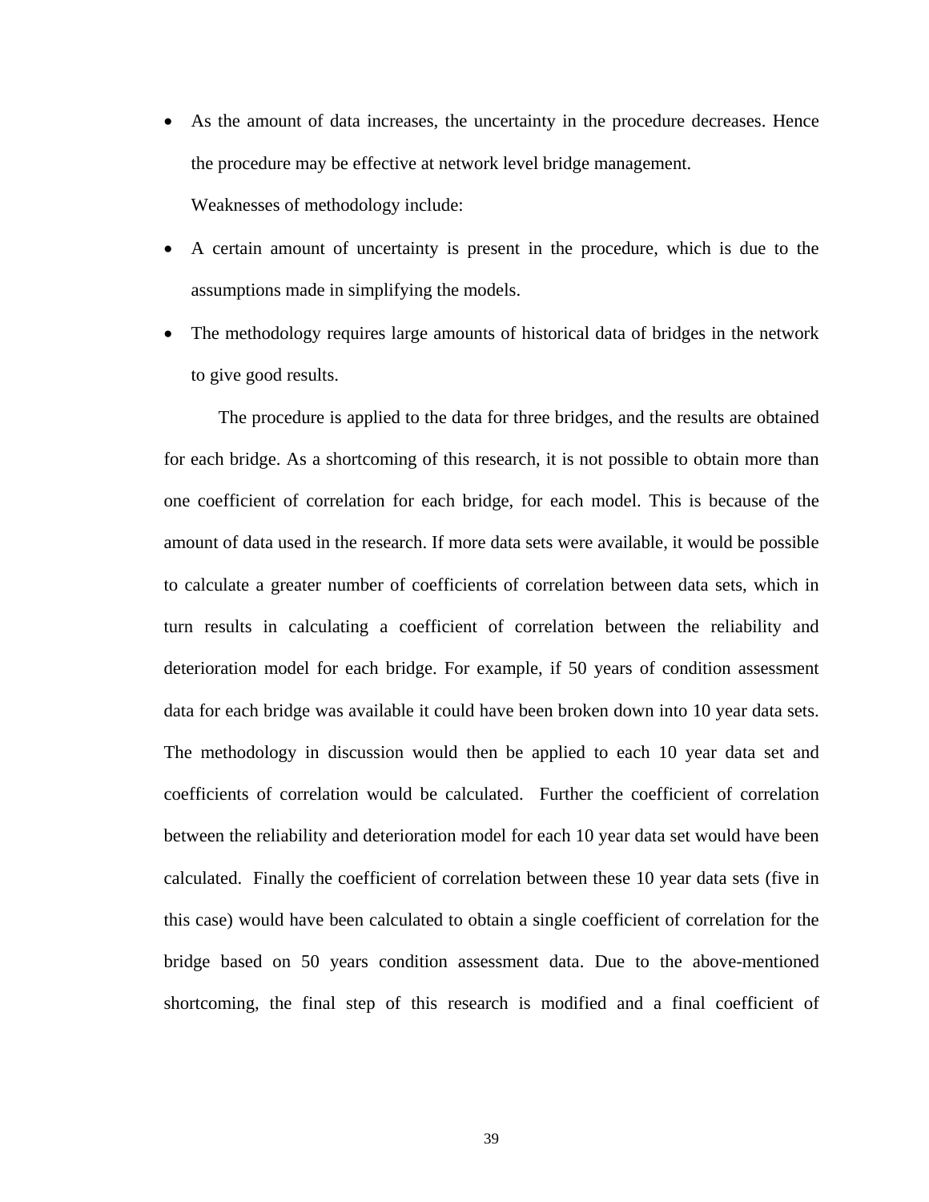- As the amount of data increases, the uncertainty in the procedure decreases. Hence the procedure may be effective at network level bridge management.

  Weaknesses of methodology include:

- A certain amount of uncertainty is present in the procedure, which is due to the assumptions made in simplifying the models.
- The methodology requires large amounts of historical data of bridges in the network to give good results.

The procedure is applied to the data for three bridges, and the results are obtained for each bridge. As a shortcoming of this research, it is not possible to obtain more than one coefficient of correlation for each bridge, for each model. This is because of the amount of data used in the research. If more data sets were available, it would be possible to calculate a greater number of coefficients of correlation between data sets, which in turn results in calculating a coefficient of correlation between the reliability and deterioration model for each bridge. For example, if 50 years of condition assessment data for each bridge was available it could have been broken down into 10 year data sets. The methodology in discussion would then be applied to each 10 year data set and coefficients of correlation would be calculated. Further the coefficient of correlation between the reliability and deterioration model for each 10 year data set would have been calculated. Finally the coefficient of correlation between these 10 year data sets (five in this case) would have been calculated to obtain a single coefficient of correlation for the bridge based on 50 years condition assessment data. Due to the above-mentioned shortcoming, the final step of this research is modified and a final coefficient of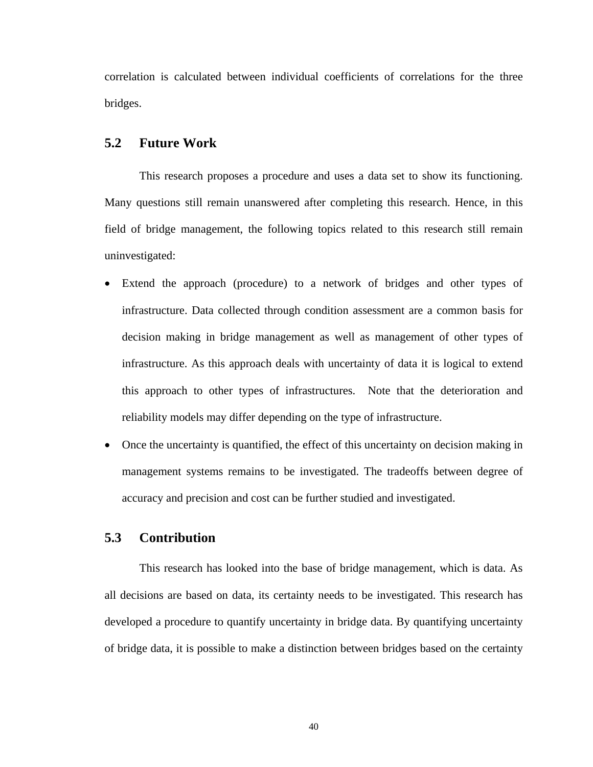correlation is calculated between individual coefficients of correlations for the three bridges.

## 5.2 Future Work

This research proposes a procedure and uses a data set to show its functioning. Many questions still remain unanswered after completing this research. Hence, in this field of bridge management, the following topics related to this research still remain uninvestigated:

- Extend the approach (procedure) to a network of bridges and other types of infrastructure. Data collected through condition assessment are a common basis for decision making in bridge management as well as management of other types of infrastructure. As this approach deals with uncertainty of data it is logical to extend this approach to other types of infrastructures. Note that the deterioration and reliability models may differ depending on the type of infrastructure.
- Once the uncertainty is quantified, the effect of this uncertainty on decision making in management systems remains to be investigated. The tradeoffs between degree of accuracy and precision and cost can be further studied and investigated.

## 5.3 Contribution

This research has looked into the base of bridge management, which is data. As all decisions are based on data, its certainty needs to be investigated. This research has developed a procedure to quantify uncertainty in bridge data. By quantifying uncertainty of bridge data, it is possible to make a distinction between bridges based on the certainty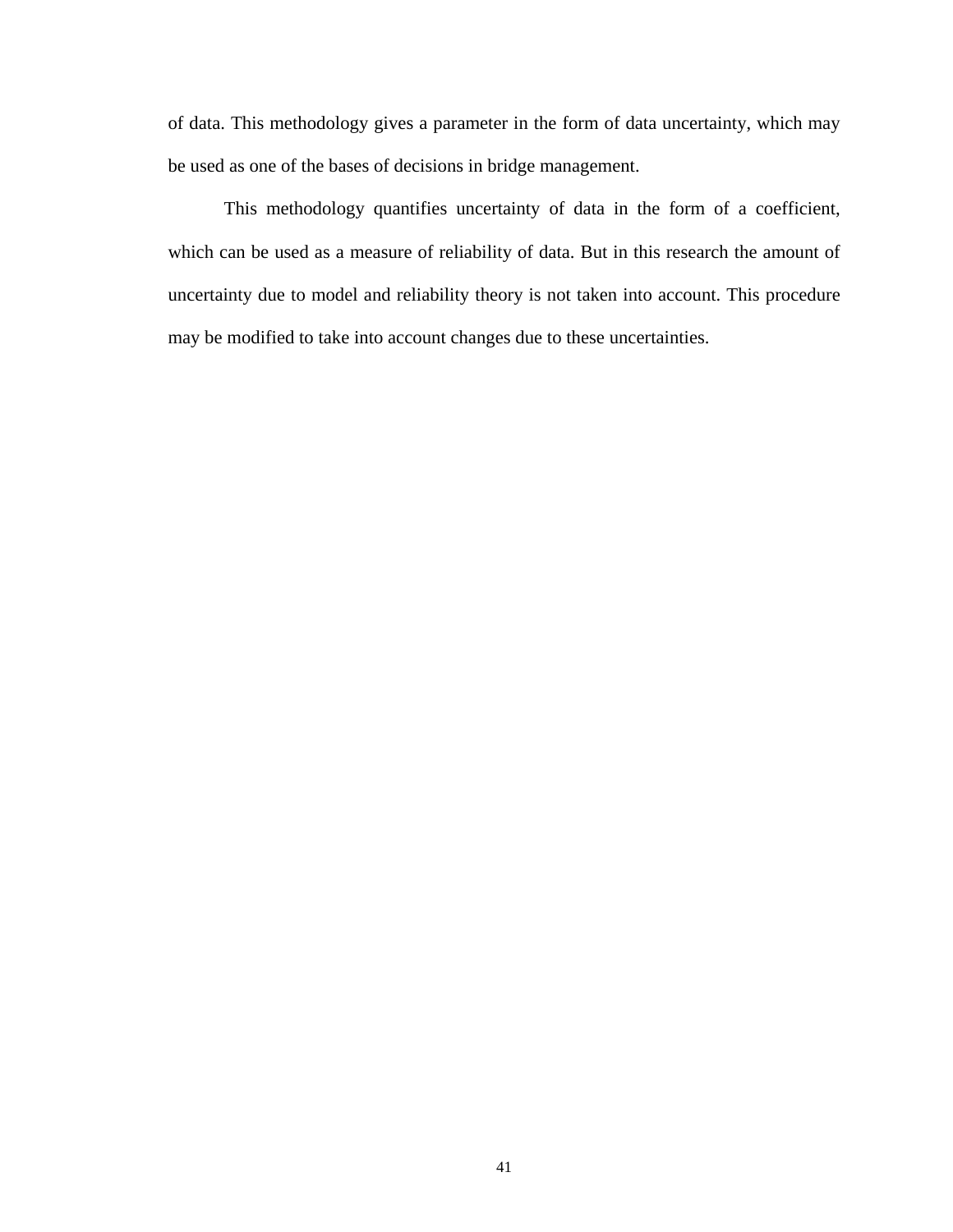of data. This methodology gives a parameter in the form of data uncertainty, which may be used as one of the bases of decisions in bridge management.

This methodology quantifies uncertainty of data in the form of a coefficient, which can be used as a measure of reliability of data. But in this research the amount of uncertainty due to model and reliability theory is not taken into account. This procedure may be modified to take into account changes due to these uncertainties.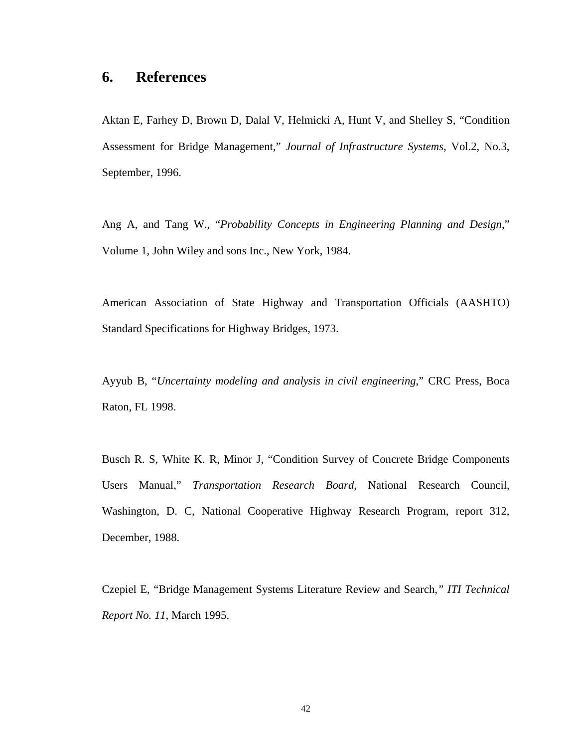## 6. References

Aktan E, Farhey D, Brown D, Dalal V, Helmicki A, Hunt V, and Shelley S, "Condition Assessment for Bridge Management," *Journal of Infrastructure Systems*, Vol.2, No.3, September, 1996.

Ang A, and Tang W., "*Probability Concepts in Engineering Planning and Design*," Volume 1, John Wiley and sons Inc., New York, 1984.

American Association of State Highway and Transportation Officials (AASHTO) Standard Specifications for Highway Bridges, 1973.

Ayyub B, "*Uncertainty modeling and analysis in civil engineering*," CRC Press, Boca Raton, FL 1998.

Busch R. S, White K. R, Minor J, "Condition Survey of Concrete Bridge Components Users Manual," *Transportation Research Board*, National Research Council, Washington, D. C, National Cooperative Highway Research Program, report 312, December, 1988.

Czepiel E, "Bridge Management Systems Literature Review and Search," *ITI Technical Report No. 11*, March 1995.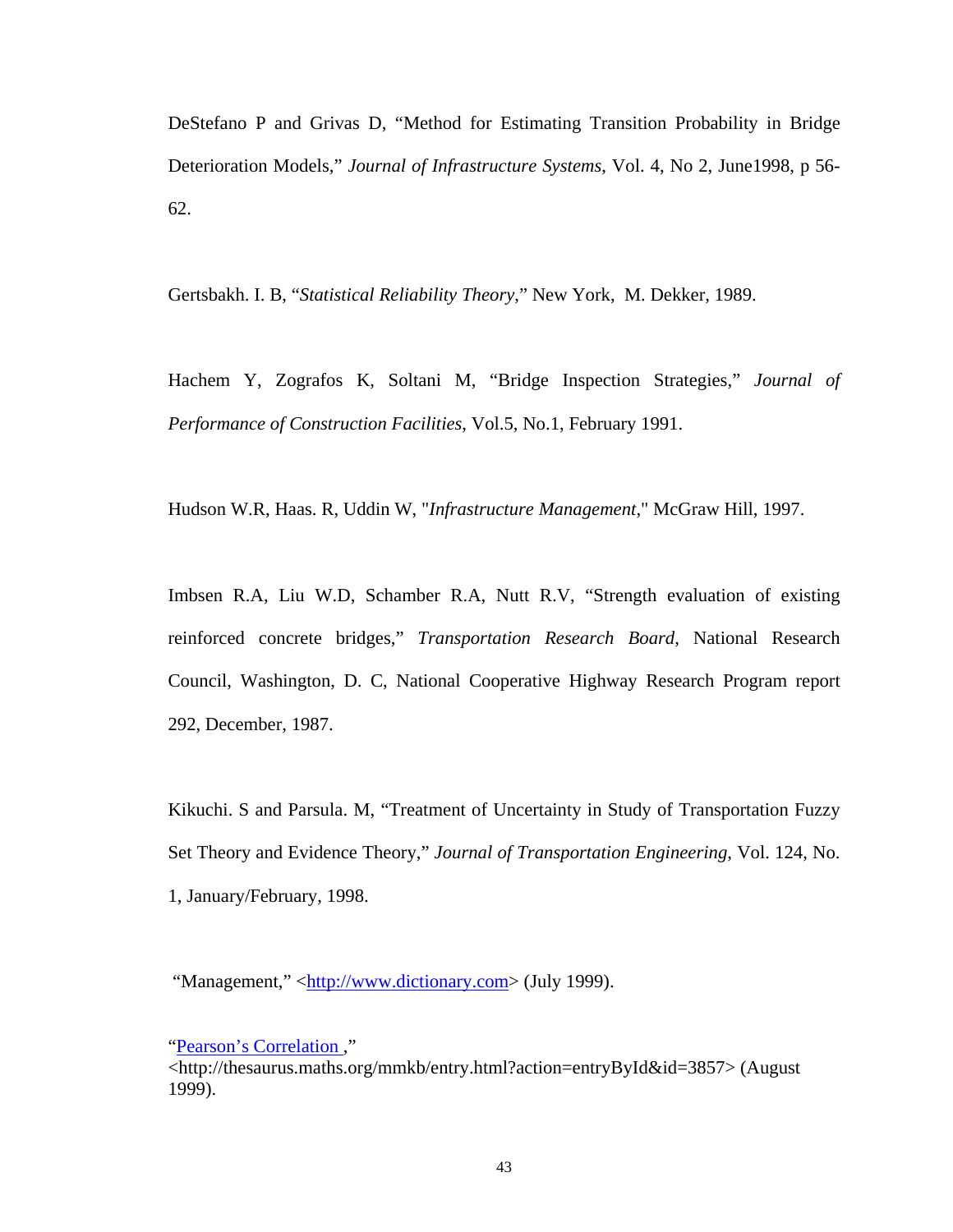DeStefano P and Grivas D, "Method for Estimating Transition Probability in Bridge Deterioration Models," *Journal of Infrastructure Systems*, Vol. 4, No 2, June1998, p 56-62.

Gertsbakh. I. B, "*Statistical Reliability Theory*," New York, M. Dekker, 1989.

Hachem Y, Zografos K, Soltani M, "Bridge Inspection Strategies," *Journal of Performance of Construction Facilities*, Vol.5, No.1, February 1991.

Hudson W.R, Haas. R, Uddin W, "*Infrastructure Management*," McGraw Hill, 1997.

Imbsen R.A, Liu W.D, Schamber R.A, Nutt R.V, "Strength evaluation of existing reinforced concrete bridges," *Transportation Research Board*, National Research Council, Washington, D. C, National Cooperative Highway Research Program report 292, December, 1987.

Kikuchi. S and Parsula. M, "Treatment of Uncertainty in Study of Transportation Fuzzy Set Theory and Evidence Theory," *Journal of Transportation Engineering*, Vol. 124, No. 1, January/February, 1998.

"Management," <http://www.dictionary.com> (July 1999).

"Pearson's Correlation ," <http://thesaurus.maths.org/mmkb/entry.html?action=entryById&id=3857> (August 1999).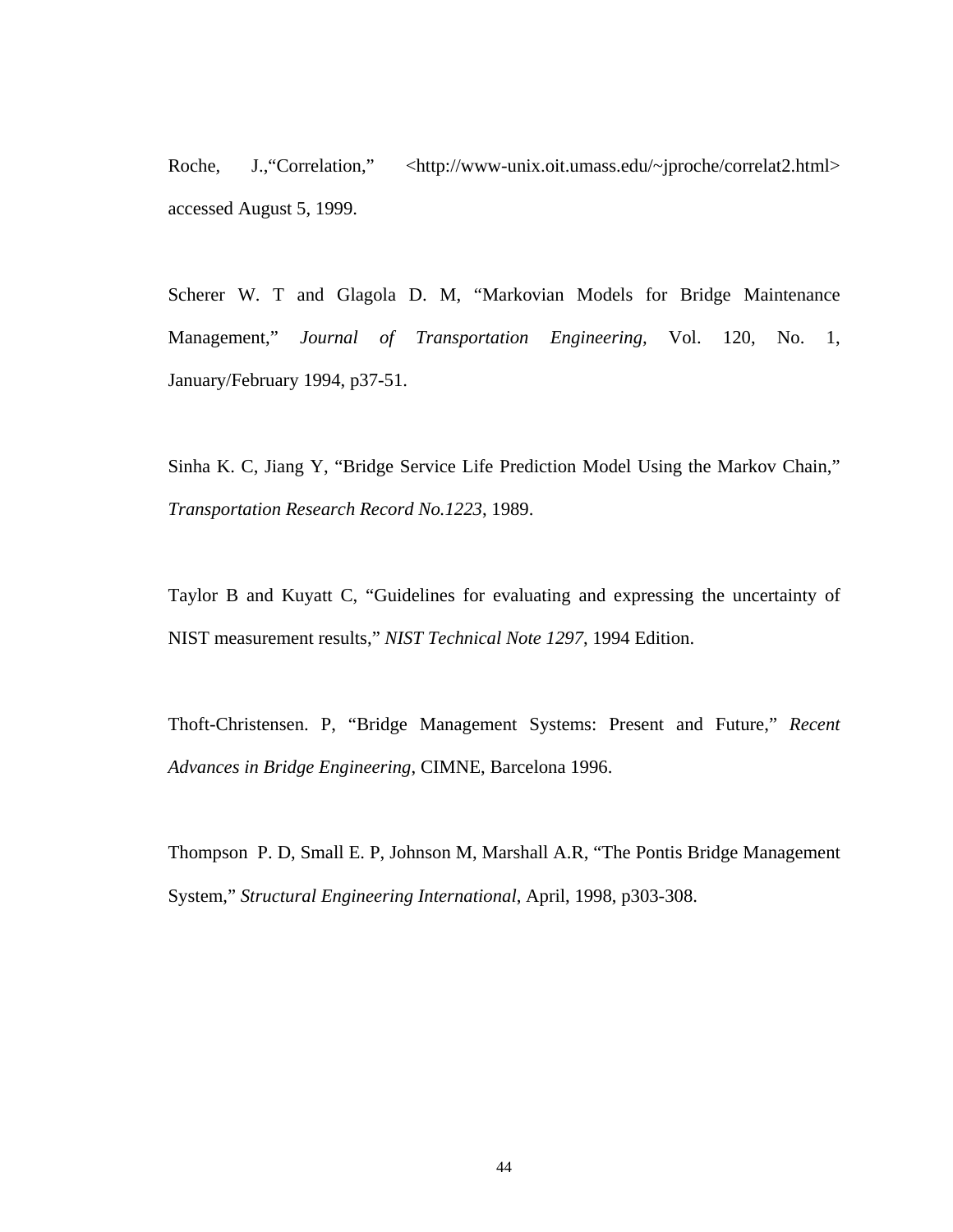Roche, J.,“Correlation,” <http://www-unix.oit.umass.edu/~jproche/correlat2.html> accessed August 5, 1999.

Scherer W. T and Glagola D. M, “Markovian Models for Bridge Maintenance Management,” *Journal of Transportation Engineering*, Vol. 120, No. 1, January/February 1994, p37-51.

Sinha K. C, Jiang Y, “Bridge Service Life Prediction Model Using the Markov Chain,” *Transportation Research Record No.1223*, 1989.

Taylor B and Kuyatt C, “Guidelines for evaluating and expressing the uncertainty of NIST measurement results,” *NIST Technical Note 1297*, 1994 Edition.

Thoft-Christensen. P, “Bridge Management Systems: Present and Future,” *Recent Advances in Bridge Engineering*, CIMNE, Barcelona 1996.

Thompson P. D, Small E. P, Johnson M, Marshall A.R, “The Pontis Bridge Management System,” *Structural Engineering International*, April, 1998, p303-308.